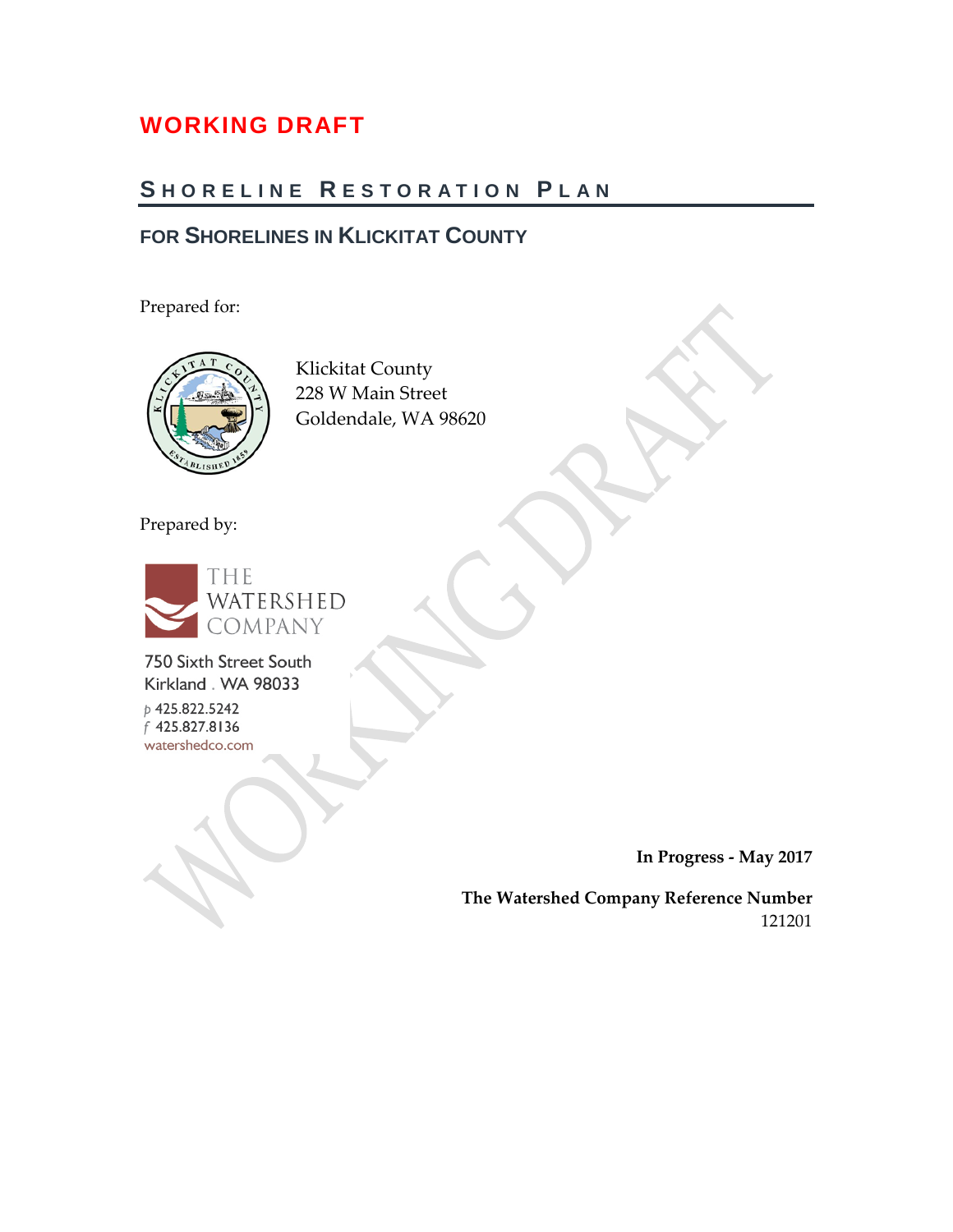**WORKING DRAFT**

# Shoreline Restoration Plan

## for Shorelines in Klickitat County

Prepared for:

Klickitat County
228 W Main Street
Goldendale, WA 98620

Prepared by:

THE WATERSHED COMPANY

750 Sixth Street South
Kirkland . WA 98033

p 425.822.5242
f 425.827.8136
watershedco.com

**In Progress - May 2017**

**The Watershed Company Reference Number**
121201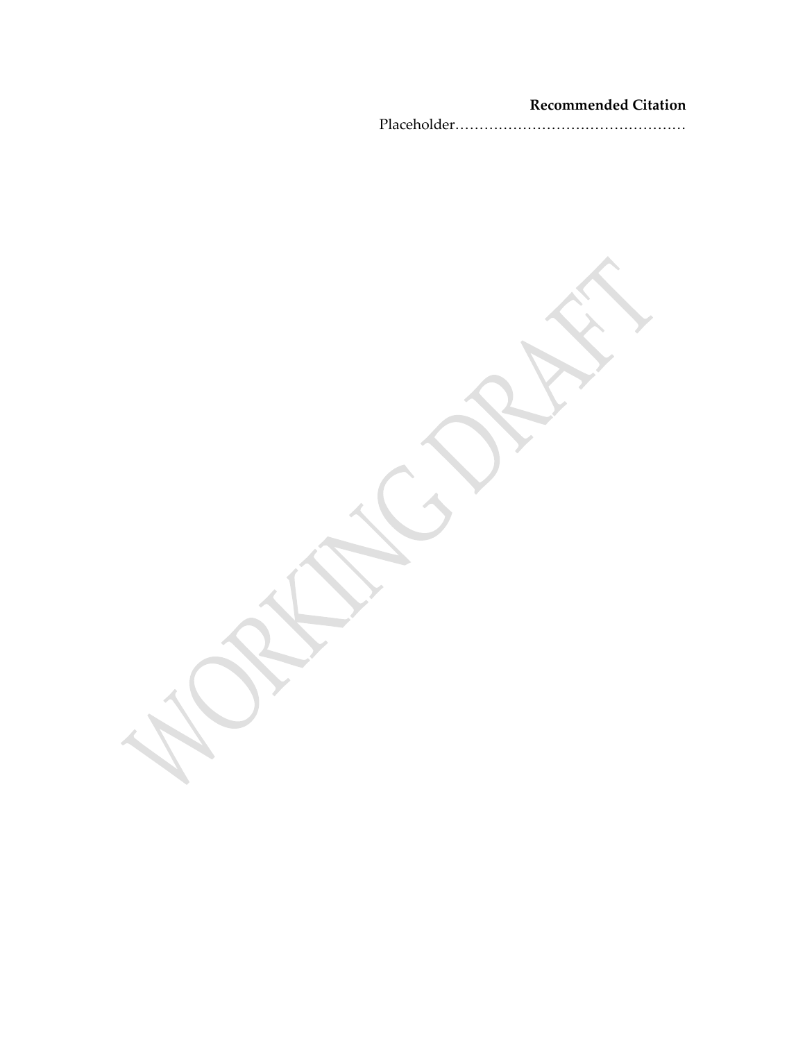**Recommended Citation**

Placeholder…………………………………………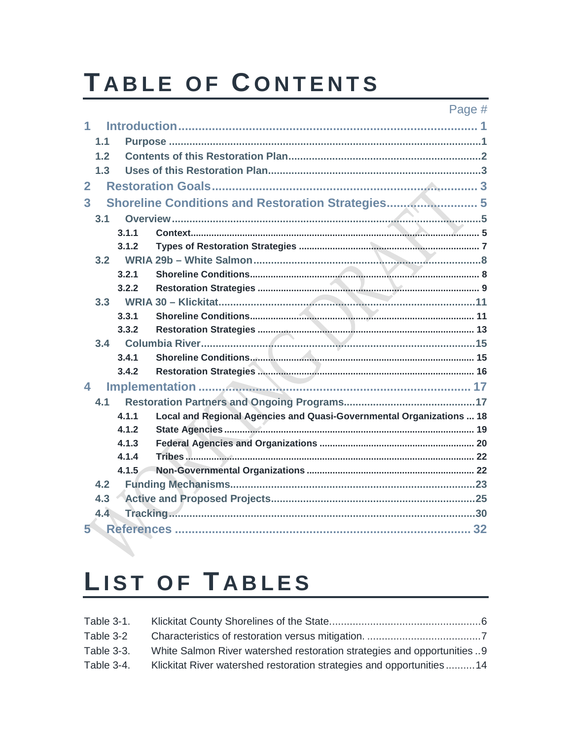# TABLE OF CONTENTS

Page #

1 Introduction ........................................................................ 1
- 1.1 Purpose ........................................................................ 1
- 1.2 Contents of this Restoration Plan ........................................ 2
- 1.3 Uses of this Restoration Plan ............................................. 3

2 Restoration Goals ................................................................ 3

3 Shoreline Conditions and Restoration Strategies .......................... 5
- 3.1 Overview ........................................................................ 5
  - 3.1.1 Context ................................................................... 5
  - 3.1.2 Types of Restoration Strategies .................................... 7
- 3.2 WRIA 29b – White Salmon .................................................. 8
  - 3.2.1 Shoreline Conditions .................................................. 8
  - 3.2.2 Restoration Strategies ................................................ 9
- 3.3 WRIA 30 – Klickitat ....................................................... 11
  - 3.3.1 Shoreline Conditions ................................................. 11
  - 3.3.2 Restoration Strategies ............................................... 13
- 3.4 Columbia River .............................................................. 15
  - 3.4.1 Shoreline Conditions ................................................. 15
  - 3.4.2 Restoration Strategies ............................................... 16

4 Implementation .................................................................. 17
- 4.1 Restoration Partners and Ongoing Programs ......................... 17
  - 4.1.1 Local and Regional Agencies and Quasi-Governmental Organizations ... 18
  - 4.1.2 State Agencies ......................................................... 19
  - 4.1.3 Federal Agencies and Organizations ............................ 20
  - 4.1.4 Tribes .................................................................... 22
  - 4.1.5 Non-Governmental Organizations ................................ 22
- 4.2 Funding Mechanisms ....................................................... 23
- 4.3 Active and Proposed Projects ............................................ 25
- 4.4 Tracking ....................................................................... 30

5 References ........................................................................ 32

# LIST OF TABLES

| | | |
|---|---|---|
| Table 3-1. | Klickitat County Shorelines of the State | 6 |
| Table 3-2 | Characteristics of restoration versus mitigation. | 7 |
| Table 3-3. | White Salmon River watershed restoration strategies and opportunities | 9 |
| Table 3-4. | Klickitat River watershed restoration strategies and opportunities | 14 |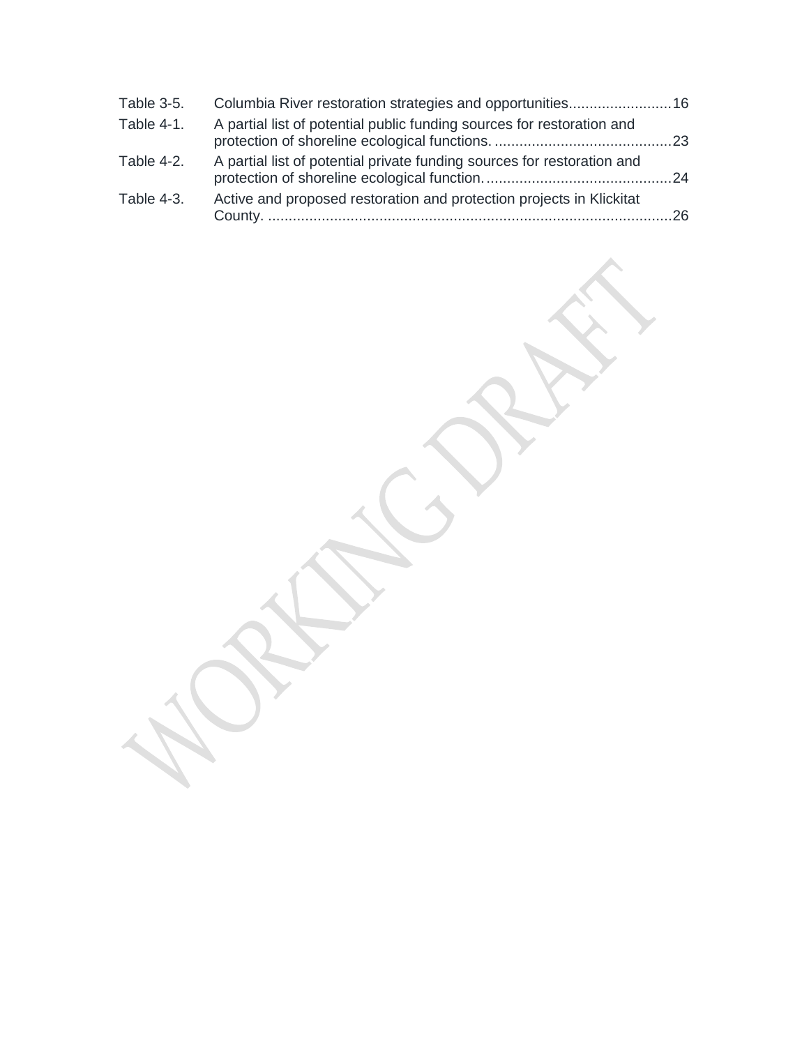| | | |
|---|---|---|
| Table 3-5. | Columbia River restoration strategies and opportunities | 16 |
| Table 4-1. | A partial list of potential public funding sources for restoration and protection of shoreline ecological functions. | 23 |
| Table 4-2. | A partial list of potential private funding sources for restoration and protection of shoreline ecological function. | 24 |
| Table 4-3. | Active and proposed restoration and protection projects in Klickitat County. | 26 |

WORKING DRAFT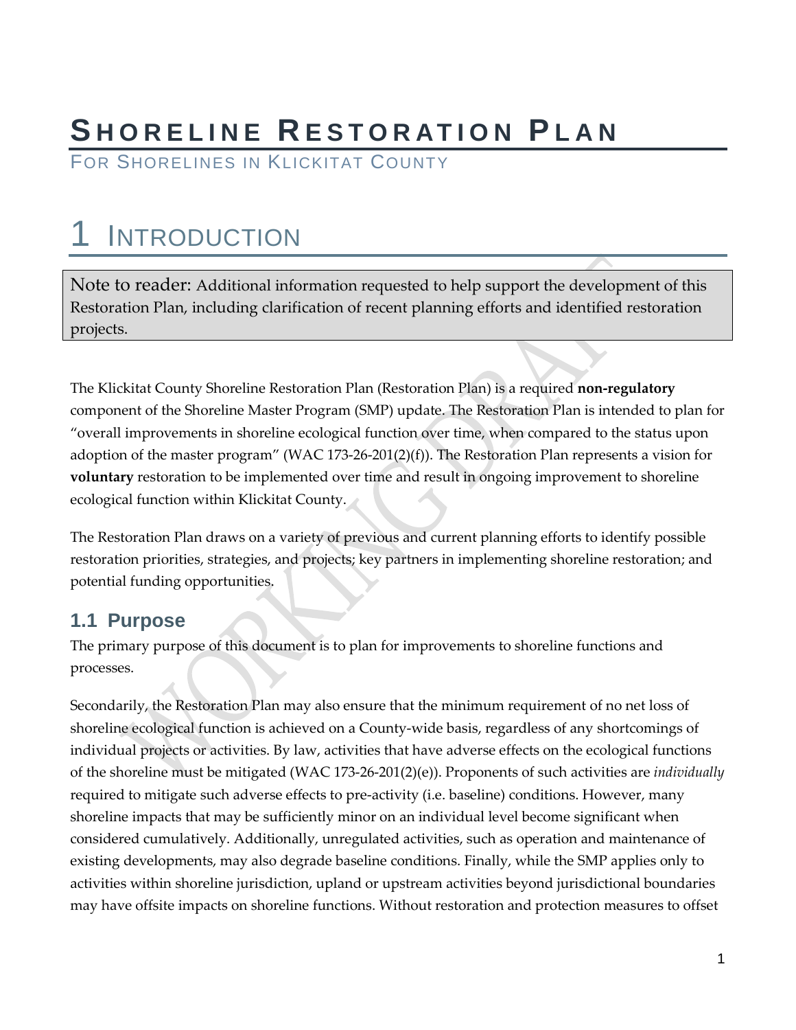# SHORELINE RESTORATION PLAN

FOR SHORELINES IN KLICKITAT COUNTY

# 1 INTRODUCTION

> Note to reader: Additional information requested to help support the development of this Restoration Plan, including clarification of recent planning efforts and identified restoration projects.

The Klickitat County Shoreline Restoration Plan (Restoration Plan) is a required **non-regulatory** component of the Shoreline Master Program (SMP) update. The Restoration Plan is intended to plan for "overall improvements in shoreline ecological function over time, when compared to the status upon adoption of the master program" (WAC 173-26-201(2)(f)). The Restoration Plan represents a vision for **voluntary** restoration to be implemented over time and result in ongoing improvement to shoreline ecological function within Klickitat County.

The Restoration Plan draws on a variety of previous and current planning efforts to identify possible restoration priorities, strategies, and projects; key partners in implementing shoreline restoration; and potential funding opportunities.

## 1.1 Purpose

The primary purpose of this document is to plan for improvements to shoreline functions and processes.

Secondarily, the Restoration Plan may also ensure that the minimum requirement of no net loss of shoreline ecological function is achieved on a County-wide basis, regardless of any shortcomings of individual projects or activities. By law, activities that have adverse effects on the ecological functions of the shoreline must be mitigated (WAC 173-26-201(2)(e)). Proponents of such activities are *individually* required to mitigate such adverse effects to pre-activity (i.e. baseline) conditions. However, many shoreline impacts that may be sufficiently minor on an individual level become significant when considered cumulatively. Additionally, unregulated activities, such as operation and maintenance of existing developments, may also degrade baseline conditions. Finally, while the SMP applies only to activities within shoreline jurisdiction, upland or upstream activities beyond jurisdictional boundaries may have offsite impacts on shoreline functions. Without restoration and protection measures to offset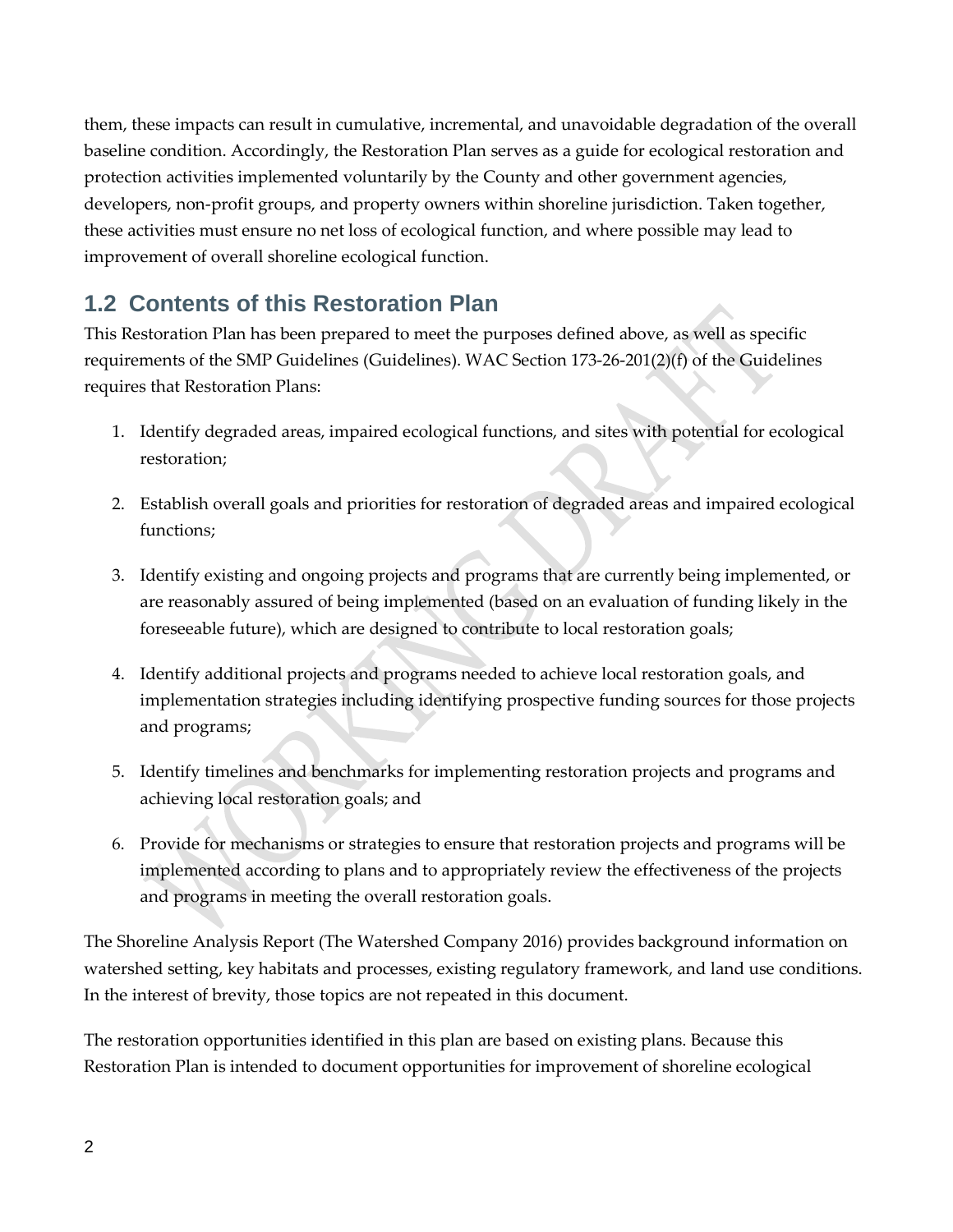them, these impacts can result in cumulative, incremental, and unavoidable degradation of the overall baseline condition. Accordingly, the Restoration Plan serves as a guide for ecological restoration and protection activities implemented voluntarily by the County and other government agencies, developers, non-profit groups, and property owners within shoreline jurisdiction. Taken together, these activities must ensure no net loss of ecological function, and where possible may lead to improvement of overall shoreline ecological function.

## 1.2 Contents of this Restoration Plan

This Restoration Plan has been prepared to meet the purposes defined above, as well as specific requirements of the SMP Guidelines (Guidelines). WAC Section 173-26-201(2)(f) of the Guidelines requires that Restoration Plans:

1. Identify degraded areas, impaired ecological functions, and sites with potential for ecological restoration;

2. Establish overall goals and priorities for restoration of degraded areas and impaired ecological functions;

3. Identify existing and ongoing projects and programs that are currently being implemented, or are reasonably assured of being implemented (based on an evaluation of funding likely in the foreseeable future), which are designed to contribute to local restoration goals;

4. Identify additional projects and programs needed to achieve local restoration goals, and implementation strategies including identifying prospective funding sources for those projects and programs;

5. Identify timelines and benchmarks for implementing restoration projects and programs and achieving local restoration goals; and

6. Provide for mechanisms or strategies to ensure that restoration projects and programs will be implemented according to plans and to appropriately review the effectiveness of the projects and programs in meeting the overall restoration goals.

The Shoreline Analysis Report (The Watershed Company 2016) provides background information on watershed setting, key habitats and processes, existing regulatory framework, and land use conditions. In the interest of brevity, those topics are not repeated in this document.

The restoration opportunities identified in this plan are based on existing plans. Because this Restoration Plan is intended to document opportunities for improvement of shoreline ecological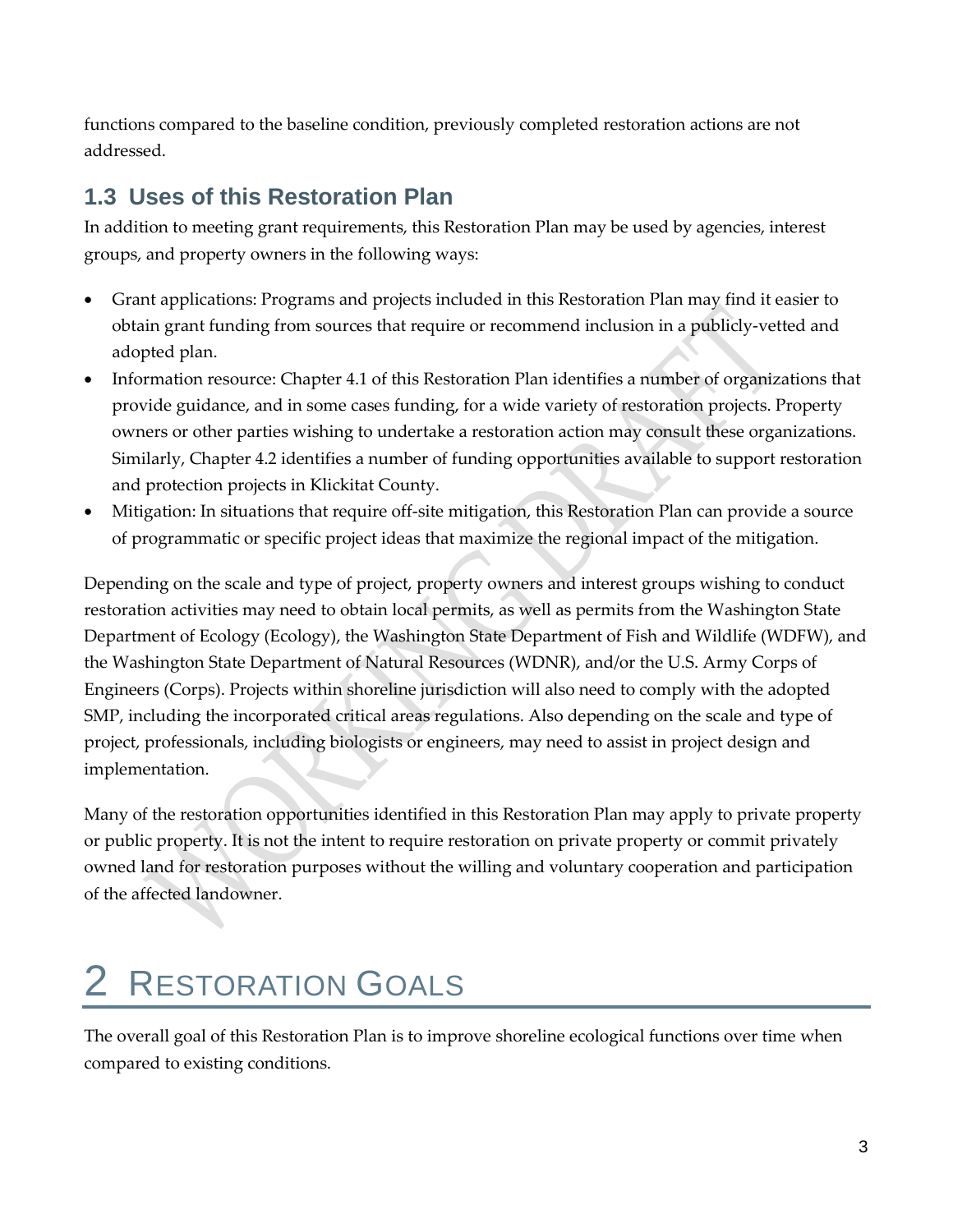functions compared to the baseline condition, previously completed restoration actions are not addressed.

## 1.3 Uses of this Restoration Plan

In addition to meeting grant requirements, this Restoration Plan may be used by agencies, interest groups, and property owners in the following ways:

- Grant applications: Programs and projects included in this Restoration Plan may find it easier to obtain grant funding from sources that require or recommend inclusion in a publicly-vetted and adopted plan.
- Information resource: Chapter 4.1 of this Restoration Plan identifies a number of organizations that provide guidance, and in some cases funding, for a wide variety of restoration projects. Property owners or other parties wishing to undertake a restoration action may consult these organizations. Similarly, Chapter 4.2 identifies a number of funding opportunities available to support restoration and protection projects in Klickitat County.
- Mitigation: In situations that require off-site mitigation, this Restoration Plan can provide a source of programmatic or specific project ideas that maximize the regional impact of the mitigation.

Depending on the scale and type of project, property owners and interest groups wishing to conduct restoration activities may need to obtain local permits, as well as permits from the Washington State Department of Ecology (Ecology), the Washington State Department of Fish and Wildlife (WDFW), and the Washington State Department of Natural Resources (WDNR), and/or the U.S. Army Corps of Engineers (Corps). Projects within shoreline jurisdiction will also need to comply with the adopted SMP, including the incorporated critical areas regulations. Also depending on the scale and type of project, professionals, including biologists or engineers, may need to assist in project design and implementation.

Many of the restoration opportunities identified in this Restoration Plan may apply to private property or public property. It is not the intent to require restoration on private property or commit privately owned land for restoration purposes without the willing and voluntary cooperation and participation of the affected landowner.

# 2 Restoration Goals

The overall goal of this Restoration Plan is to improve shoreline ecological functions over time when compared to existing conditions.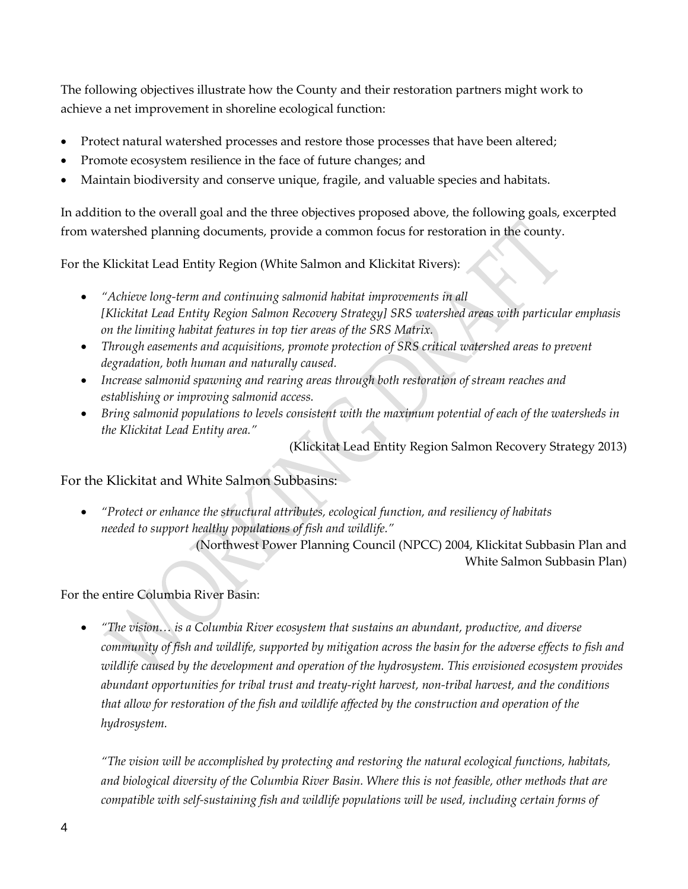The following objectives illustrate how the County and their restoration partners might work to achieve a net improvement in shoreline ecological function:

- Protect natural watershed processes and restore those processes that have been altered;
- Promote ecosystem resilience in the face of future changes; and
- Maintain biodiversity and conserve unique, fragile, and valuable species and habitats.

In addition to the overall goal and the three objectives proposed above, the following goals, excerpted from watershed planning documents, provide a common focus for restoration in the county.

For the Klickitat Lead Entity Region (White Salmon and Klickitat Rivers):

- *"Achieve long-term and continuing salmonid habitat improvements in all [Klickitat Lead Entity Region Salmon Recovery Strategy] SRS watershed areas with particular emphasis on the limiting habitat features in top tier areas of the SRS Matrix.*
- *Through easements and acquisitions, promote protection of SRS critical watershed areas to prevent degradation, both human and naturally caused.*
- *Increase salmonid spawning and rearing areas through both restoration of stream reaches and establishing or improving salmonid access.*
- *Bring salmonid populations to levels consistent with the maximum potential of each of the watersheds in the Klickitat Lead Entity area."*

(Klickitat Lead Entity Region Salmon Recovery Strategy 2013)

For the Klickitat and White Salmon Subbasins:

- *"Protect or enhance the structural attributes, ecological function, and resiliency of habitats needed to support healthy populations of fish and wildlife."*

(Northwest Power Planning Council (NPCC) 2004, Klickitat Subbasin Plan and White Salmon Subbasin Plan)

For the entire Columbia River Basin:

- *"The vision… is a Columbia River ecosystem that sustains an abundant, productive, and diverse community of fish and wildlife, supported by mitigation across the basin for the adverse effects to fish and wildlife caused by the development and operation of the hydrosystem. This envisioned ecosystem provides abundant opportunities for tribal trust and treaty-right harvest, non-tribal harvest, and the conditions that allow for restoration of the fish and wildlife affected by the construction and operation of the hydrosystem.*

  *"The vision will be accomplished by protecting and restoring the natural ecological functions, habitats, and biological diversity of the Columbia River Basin. Where this is not feasible, other methods that are compatible with self-sustaining fish and wildlife populations will be used, including certain forms of*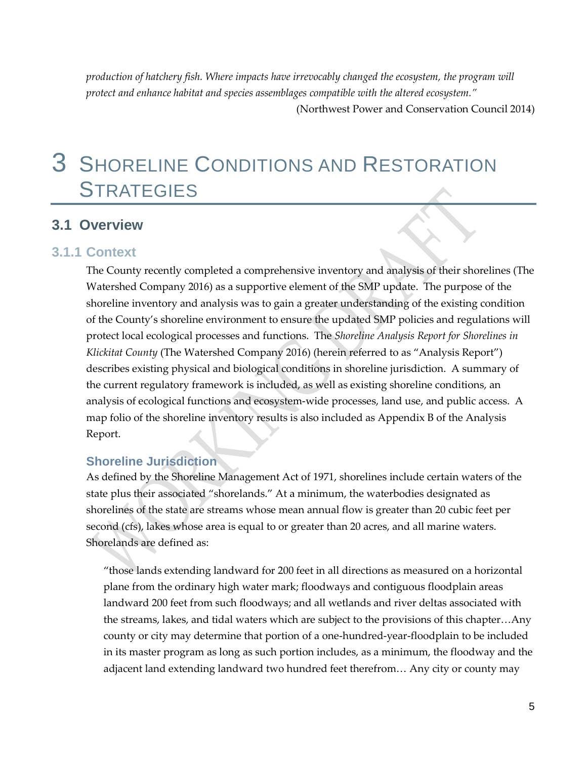*production of hatchery fish. Where impacts have irrevocably changed the ecosystem, the program will protect and enhance habitat and species assemblages compatible with the altered ecosystem."*

(Northwest Power and Conservation Council 2014)

# 3 Shoreline Conditions and Restoration Strategies

## 3.1 Overview

### 3.1.1 Context

The County recently completed a comprehensive inventory and analysis of their shorelines (The Watershed Company 2016) as a supportive element of the SMP update. The purpose of the shoreline inventory and analysis was to gain a greater understanding of the existing condition of the County's shoreline environment to ensure the updated SMP policies and regulations will protect local ecological processes and functions. The *Shoreline Analysis Report for Shorelines in Klickitat County* (The Watershed Company 2016) (herein referred to as "Analysis Report") describes existing physical and biological conditions in shoreline jurisdiction. A summary of the current regulatory framework is included, as well as existing shoreline conditions, an analysis of ecological functions and ecosystem-wide processes, land use, and public access. A map folio of the shoreline inventory results is also included as Appendix B of the Analysis Report.

#### Shoreline Jurisdiction

As defined by the Shoreline Management Act of 1971, shorelines include certain waters of the state plus their associated "shorelands." At a minimum, the waterbodies designated as shorelines of the state are streams whose mean annual flow is greater than 20 cubic feet per second (cfs), lakes whose area is equal to or greater than 20 acres, and all marine waters. Shorelands are defined as:

> "those lands extending landward for 200 feet in all directions as measured on a horizontal plane from the ordinary high water mark; floodways and contiguous floodplain areas landward 200 feet from such floodways; and all wetlands and river deltas associated with the streams, lakes, and tidal waters which are subject to the provisions of this chapter…Any county or city may determine that portion of a one-hundred-year-floodplain to be included in its master program as long as such portion includes, as a minimum, the floodway and the adjacent land extending landward two hundred feet therefrom… Any city or county may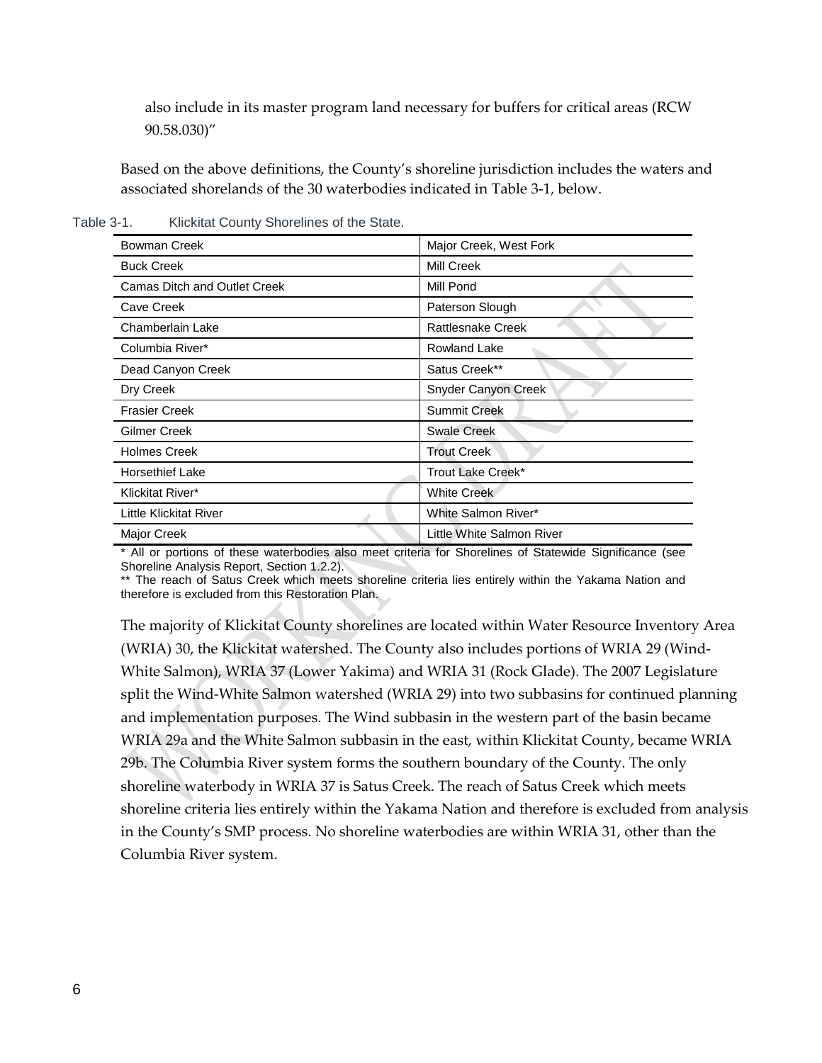also include in its master program land necessary for buffers for critical areas (RCW 90.58.030)"

Based on the above definitions, the County's shoreline jurisdiction includes the waters and associated shorelands of the 30 waterbodies indicated in Table 3-1, below.

Table 3-1. Klickitat County Shorelines of the State.

| | |
|---|---|
| Bowman Creek | Major Creek, West Fork |
| Buck Creek | Mill Creek |
| Camas Ditch and Outlet Creek | Mill Pond |
| Cave Creek | Paterson Slough |
| Chamberlain Lake | Rattlesnake Creek |
| Columbia River* | Rowland Lake |
| Dead Canyon Creek | Satus Creek** |
| Dry Creek | Snyder Canyon Creek |
| Frasier Creek | Summit Creek |
| Gilmer Creek | Swale Creek |
| Holmes Creek | Trout Creek |
| Horsethief Lake | Trout Lake Creek* |
| Klickitat River* | White Creek |
| Little Klickitat River | White Salmon River* |
| Major Creek | Little White Salmon River |

* All or portions of these waterbodies also meet criteria for Shorelines of Statewide Significance (see Shoreline Analysis Report, Section 1.2.2).

** The reach of Satus Creek which meets shoreline criteria lies entirely within the Yakama Nation and therefore is excluded from this Restoration Plan.

The majority of Klickitat County shorelines are located within Water Resource Inventory Area (WRIA) 30, the Klickitat watershed. The County also includes portions of WRIA 29 (Wind-White Salmon), WRIA 37 (Lower Yakima) and WRIA 31 (Rock Glade). The 2007 Legislature split the Wind-White Salmon watershed (WRIA 29) into two subbasins for continued planning and implementation purposes. The Wind subbasin in the western part of the basin became WRIA 29a and the White Salmon subbasin in the east, within Klickitat County, became WRIA 29b. The Columbia River system forms the southern boundary of the County. The only shoreline waterbody in WRIA 37 is Satus Creek. The reach of Satus Creek which meets shoreline criteria lies entirely within the Yakama Nation and therefore is excluded from analysis in the County's SMP process. No shoreline waterbodies are within WRIA 31, other than the Columbia River system.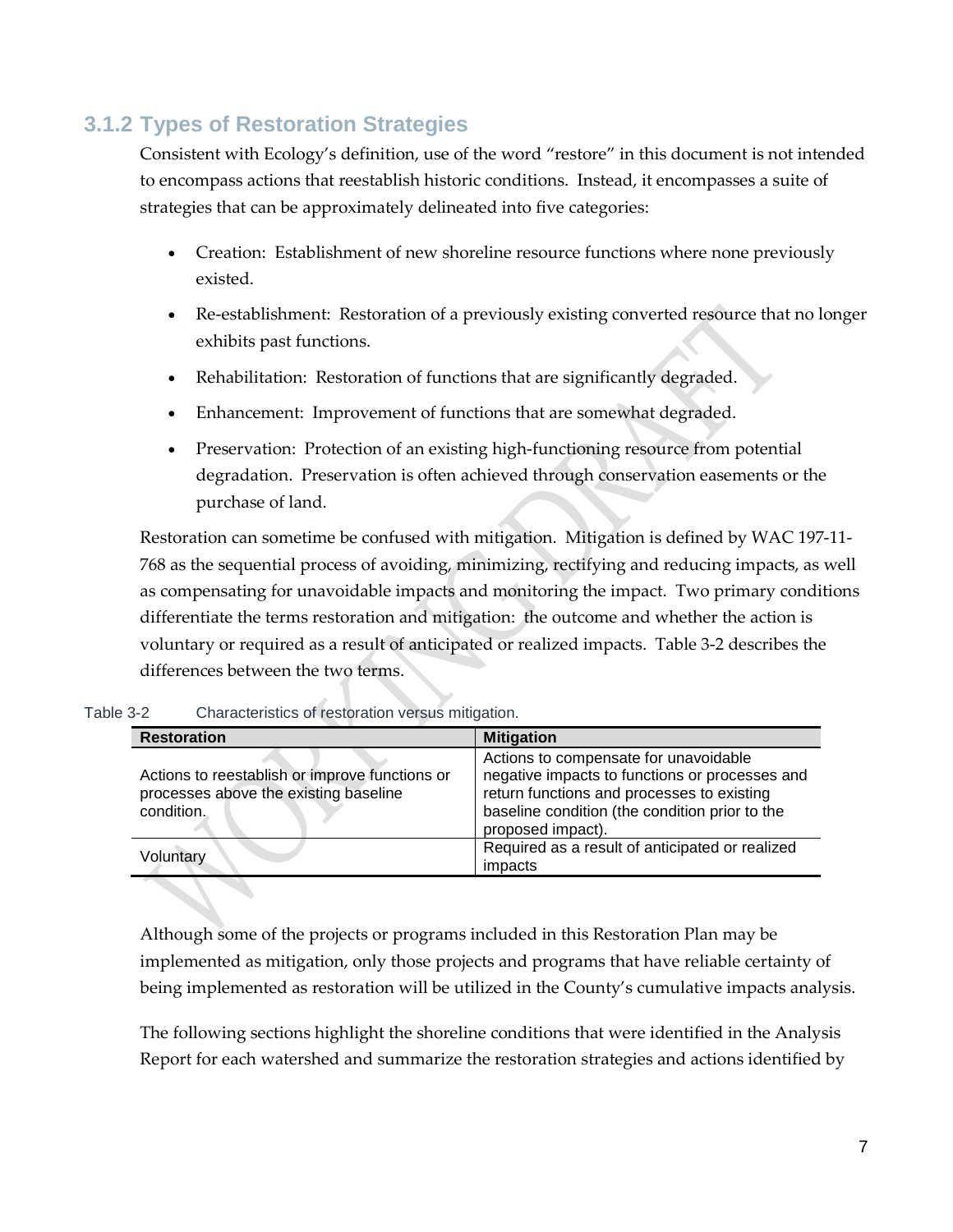### 3.1.2 Types of Restoration Strategies

Consistent with Ecology's definition, use of the word "restore" in this document is not intended to encompass actions that reestablish historic conditions. Instead, it encompasses a suite of strategies that can be approximately delineated into five categories:

- Creation: Establishment of new shoreline resource functions where none previously existed.
- Re-establishment: Restoration of a previously existing converted resource that no longer exhibits past functions.
- Rehabilitation: Restoration of functions that are significantly degraded.
- Enhancement: Improvement of functions that are somewhat degraded.
- Preservation: Protection of an existing high-functioning resource from potential degradation. Preservation is often achieved through conservation easements or the purchase of land.

Restoration can sometime be confused with mitigation. Mitigation is defined by WAC 197-11-768 as the sequential process of avoiding, minimizing, rectifying and reducing impacts, as well as compensating for unavoidable impacts and monitoring the impact. Two primary conditions differentiate the terms restoration and mitigation: the outcome and whether the action is voluntary or required as a result of anticipated or realized impacts. Table 3-2 describes the differences between the two terms.

Table 3-2 Characteristics of restoration versus mitigation.

| Restoration | Mitigation |
|---|---|
| Actions to reestablish or improve functions or processes above the existing baseline condition. | Actions to compensate for unavoidable negative impacts to functions or processes and return functions and processes to existing baseline condition (the condition prior to the proposed impact). |
| Voluntary | Required as a result of anticipated or realized impacts |

Although some of the projects or programs included in this Restoration Plan may be implemented as mitigation, only those projects and programs that have reliable certainty of being implemented as restoration will be utilized in the County's cumulative impacts analysis.

The following sections highlight the shoreline conditions that were identified in the Analysis Report for each watershed and summarize the restoration strategies and actions identified by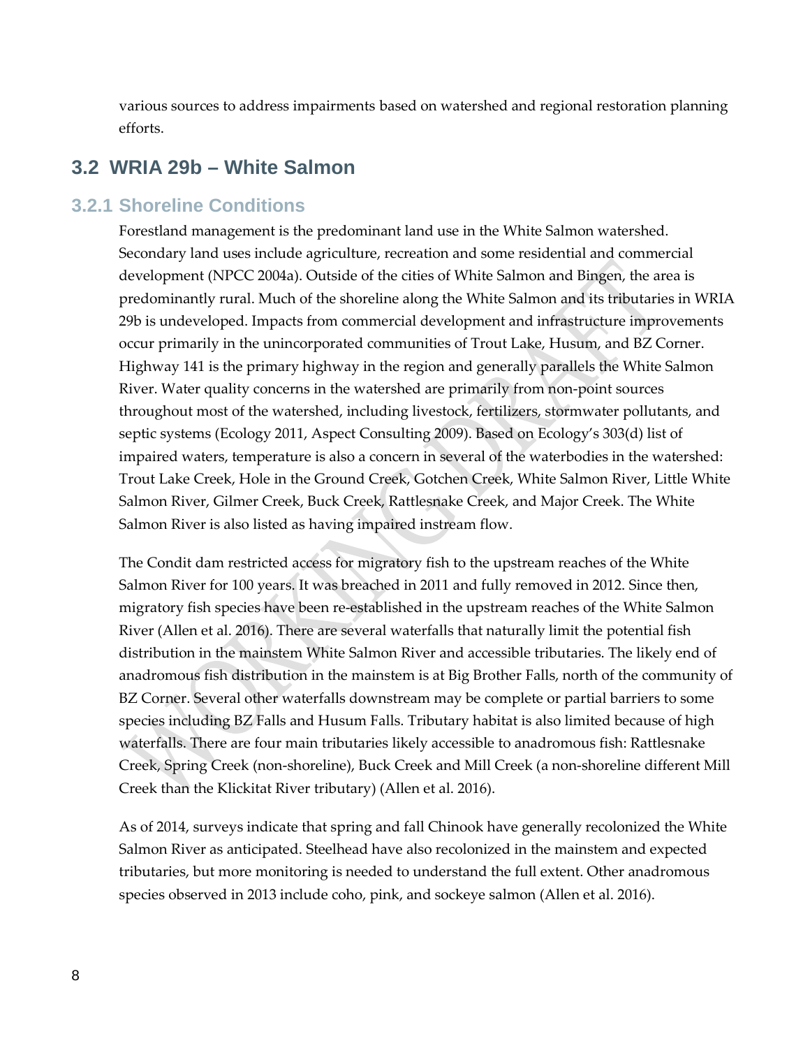various sources to address impairments based on watershed and regional restoration planning efforts.

## 3.2 WRIA 29b – White Salmon

### 3.2.1 Shoreline Conditions

Forestland management is the predominant land use in the White Salmon watershed. Secondary land uses include agriculture, recreation and some residential and commercial development (NPCC 2004a). Outside of the cities of White Salmon and Bingen, the area is predominantly rural. Much of the shoreline along the White Salmon and its tributaries in WRIA 29b is undeveloped. Impacts from commercial development and infrastructure improvements occur primarily in the unincorporated communities of Trout Lake, Husum, and BZ Corner. Highway 141 is the primary highway in the region and generally parallels the White Salmon River. Water quality concerns in the watershed are primarily from non-point sources throughout most of the watershed, including livestock, fertilizers, stormwater pollutants, and septic systems (Ecology 2011, Aspect Consulting 2009). Based on Ecology's 303(d) list of impaired waters, temperature is also a concern in several of the waterbodies in the watershed: Trout Lake Creek, Hole in the Ground Creek, Gotchen Creek, White Salmon River, Little White Salmon River, Gilmer Creek, Buck Creek, Rattlesnake Creek, and Major Creek. The White Salmon River is also listed as having impaired instream flow.

The Condit dam restricted access for migratory fish to the upstream reaches of the White Salmon River for 100 years. It was breached in 2011 and fully removed in 2012. Since then, migratory fish species have been re-established in the upstream reaches of the White Salmon River (Allen et al. 2016). There are several waterfalls that naturally limit the potential fish distribution in the mainstem White Salmon River and accessible tributaries. The likely end of anadromous fish distribution in the mainstem is at Big Brother Falls, north of the community of BZ Corner. Several other waterfalls downstream may be complete or partial barriers to some species including BZ Falls and Husum Falls. Tributary habitat is also limited because of high waterfalls. There are four main tributaries likely accessible to anadromous fish: Rattlesnake Creek, Spring Creek (non-shoreline), Buck Creek and Mill Creek (a non-shoreline different Mill Creek than the Klickitat River tributary) (Allen et al. 2016).

As of 2014, surveys indicate that spring and fall Chinook have generally recolonized the White Salmon River as anticipated. Steelhead have also recolonized in the mainstem and expected tributaries, but more monitoring is needed to understand the full extent. Other anadromous species observed in 2013 include coho, pink, and sockeye salmon (Allen et al. 2016).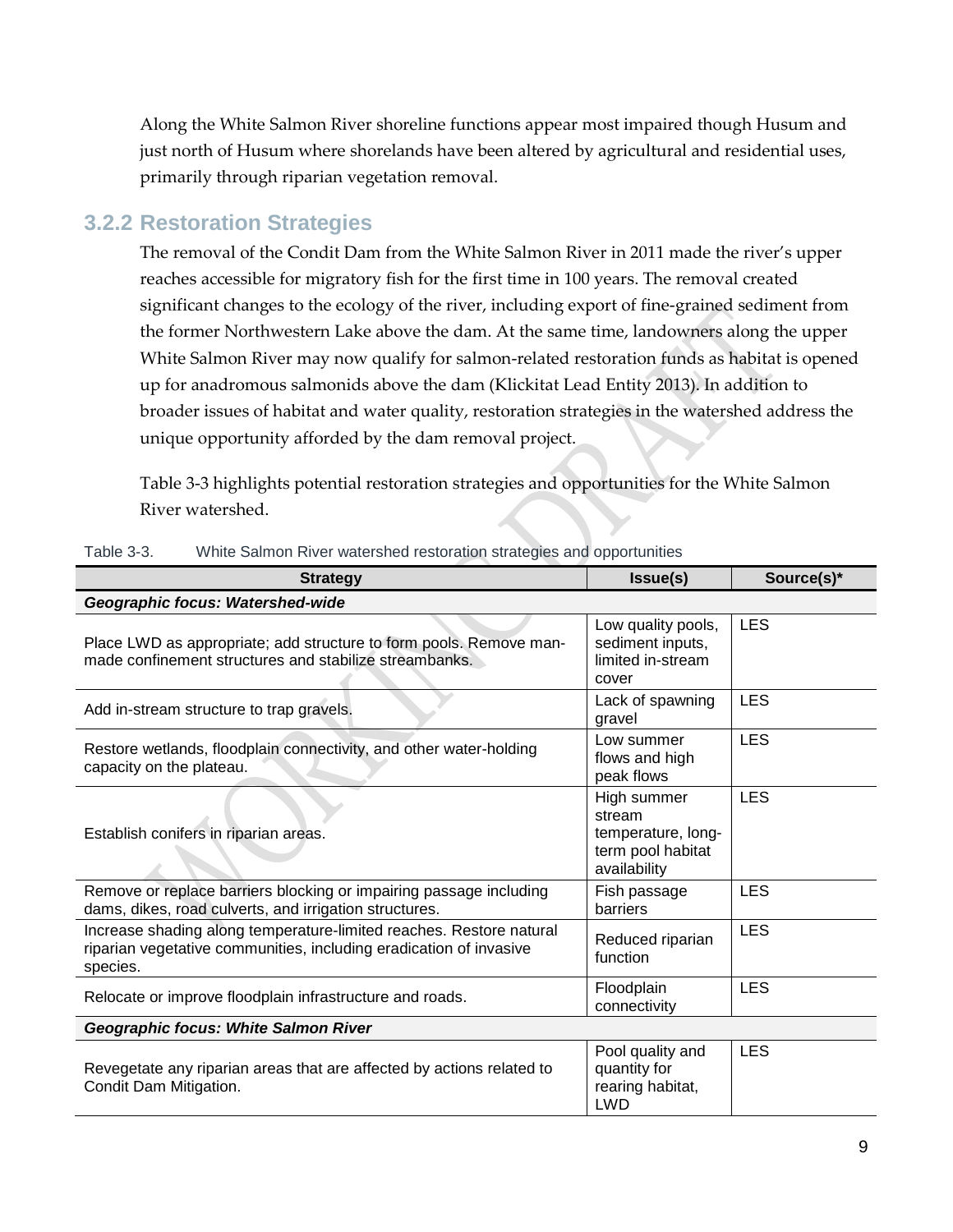Along the White Salmon River shoreline functions appear most impaired though Husum and just north of Husum where shorelands have been altered by agricultural and residential uses, primarily through riparian vegetation removal.

### 3.2.2 Restoration Strategies

The removal of the Condit Dam from the White Salmon River in 2011 made the river's upper reaches accessible for migratory fish for the first time in 100 years. The removal created significant changes to the ecology of the river, including export of fine-grained sediment from the former Northwestern Lake above the dam. At the same time, landowners along the upper White Salmon River may now qualify for salmon-related restoration funds as habitat is opened up for anadromous salmonids above the dam (Klickitat Lead Entity 2013). In addition to broader issues of habitat and water quality, restoration strategies in the watershed address the unique opportunity afforded by the dam removal project.

Table 3-3 highlights potential restoration strategies and opportunities for the White Salmon River watershed.

Table 3-3. White Salmon River watershed restoration strategies and opportunities

| Strategy | Issue(s) | Source(s)* |
|---|---|---|
| ***Geographic focus: Watershed-wide*** | | |
| Place LWD as appropriate; add structure to form pools. Remove man-made confinement structures and stabilize streambanks. | Low quality pools, sediment inputs, limited in-stream cover | LES |
| Add in-stream structure to trap gravels. | Lack of spawning gravel | LES |
| Restore wetlands, floodplain connectivity, and other water-holding capacity on the plateau. | Low summer flows and high peak flows | LES |
| Establish conifers in riparian areas. | High summer stream temperature, long-term pool habitat availability | LES |
| Remove or replace barriers blocking or impairing passage including dams, dikes, road culverts, and irrigation structures. | Fish passage barriers | LES |
| Increase shading along temperature-limited reaches. Restore natural riparian vegetative communities, including eradication of invasive species. | Reduced riparian function | LES |
| Relocate or improve floodplain infrastructure and roads. | Floodplain connectivity | LES |
| ***Geographic focus: White Salmon River*** | | |
| Revegetate any riparian areas that are affected by actions related to Condit Dam Mitigation. | Pool quality and quantity for rearing habitat, LWD | LES |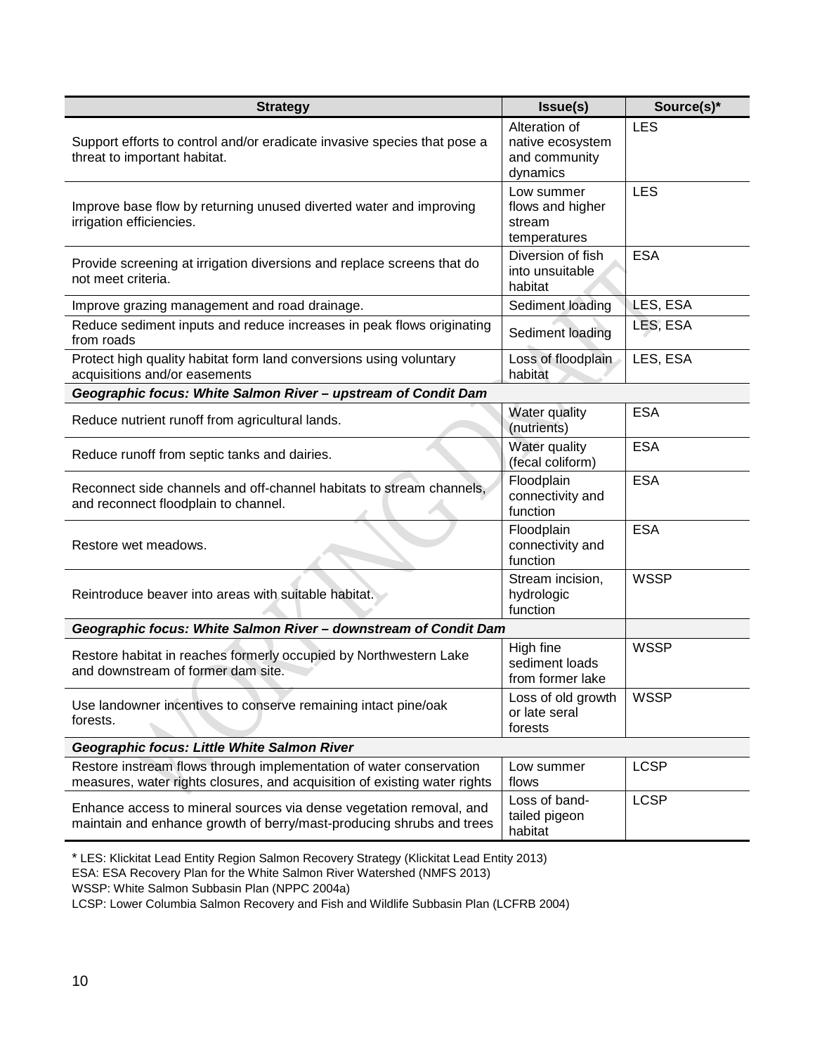| Strategy | Issue(s) | Source(s)* |
|---|---|---|
| Support efforts to control and/or eradicate invasive species that pose a threat to important habitat. | Alteration of native ecosystem and community dynamics | LES |
| Improve base flow by returning unused diverted water and improving irrigation efficiencies. | Low summer flows and higher stream temperatures | LES |
| Provide screening at irrigation diversions and replace screens that do not meet criteria. | Diversion of fish into unsuitable habitat | ESA |
| Improve grazing management and road drainage. | Sediment loading | LES, ESA |
| Reduce sediment inputs and reduce increases in peak flows originating from roads | Sediment loading | LES, ESA |
| Protect high quality habitat form land conversions using voluntary acquisitions and/or easements | Loss of floodplain habitat | LES, ESA |
| ***Geographic focus: White Salmon River – upstream of Condit Dam*** | | |
| Reduce nutrient runoff from agricultural lands. | Water quality (nutrients) | ESA |
| Reduce runoff from septic tanks and dairies. | Water quality (fecal coliform) | ESA |
| Reconnect side channels and off-channel habitats to stream channels, and reconnect floodplain to channel. | Floodplain connectivity and function | ESA |
| Restore wet meadows. | Floodplain connectivity and function | ESA |
| Reintroduce beaver into areas with suitable habitat. | Stream incision, hydrologic function | WSSP |
| ***Geographic focus: White Salmon River – downstream of Condit Dam*** | | |
| Restore habitat in reaches formerly occupied by Northwestern Lake and downstream of former dam site. | High fine sediment loads from former lake | WSSP |
| Use landowner incentives to conserve remaining intact pine/oak forests. | Loss of old growth or late seral forests | WSSP |
| ***Geographic focus: Little White Salmon River*** | | |
| Restore instream flows through implementation of water conservation measures, water rights closures, and acquisition of existing water rights | Low summer flows | LCSP |
| Enhance access to mineral sources via dense vegetation removal, and maintain and enhance growth of berry/mast-producing shrubs and trees | Loss of band-tailed pigeon habitat | LCSP |

* LES: Klickitat Lead Entity Region Salmon Recovery Strategy (Klickitat Lead Entity 2013)
ESA: ESA Recovery Plan for the White Salmon River Watershed (NMFS 2013)
WSSP: White Salmon Subbasin Plan (NPPC 2004a)
LCSP: Lower Columbia Salmon Recovery and Fish and Wildlife Subbasin Plan (LCFRB 2004)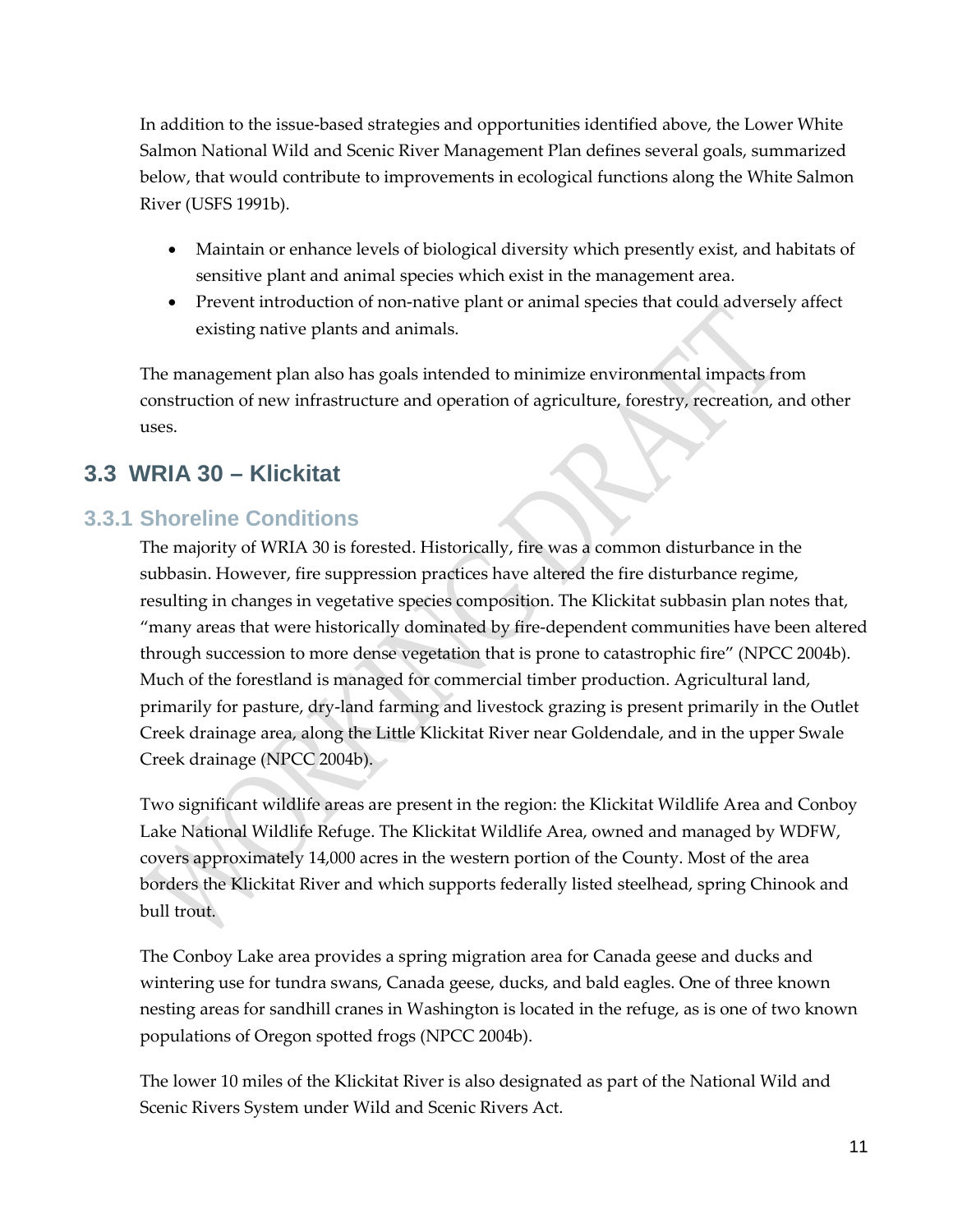In addition to the issue-based strategies and opportunities identified above, the Lower White Salmon National Wild and Scenic River Management Plan defines several goals, summarized below, that would contribute to improvements in ecological functions along the White Salmon River (USFS 1991b).

- Maintain or enhance levels of biological diversity which presently exist, and habitats of sensitive plant and animal species which exist in the management area.
- Prevent introduction of non-native plant or animal species that could adversely affect existing native plants and animals.

The management plan also has goals intended to minimize environmental impacts from construction of new infrastructure and operation of agriculture, forestry, recreation, and other uses.

## 3.3 WRIA 30 – Klickitat

### 3.3.1 Shoreline Conditions

The majority of WRIA 30 is forested. Historically, fire was a common disturbance in the subbasin. However, fire suppression practices have altered the fire disturbance regime, resulting in changes in vegetative species composition. The Klickitat subbasin plan notes that, "many areas that were historically dominated by fire-dependent communities have been altered through succession to more dense vegetation that is prone to catastrophic fire" (NPCC 2004b). Much of the forestland is managed for commercial timber production. Agricultural land, primarily for pasture, dry-land farming and livestock grazing is present primarily in the Outlet Creek drainage area, along the Little Klickitat River near Goldendale, and in the upper Swale Creek drainage (NPCC 2004b).

Two significant wildlife areas are present in the region: the Klickitat Wildlife Area and Conboy Lake National Wildlife Refuge. The Klickitat Wildlife Area, owned and managed by WDFW, covers approximately 14,000 acres in the western portion of the County. Most of the area borders the Klickitat River and which supports federally listed steelhead, spring Chinook and bull trout.

The Conboy Lake area provides a spring migration area for Canada geese and ducks and wintering use for tundra swans, Canada geese, ducks, and bald eagles. One of three known nesting areas for sandhill cranes in Washington is located in the refuge, as is one of two known populations of Oregon spotted frogs (NPCC 2004b).

The lower 10 miles of the Klickitat River is also designated as part of the National Wild and Scenic Rivers System under Wild and Scenic Rivers Act.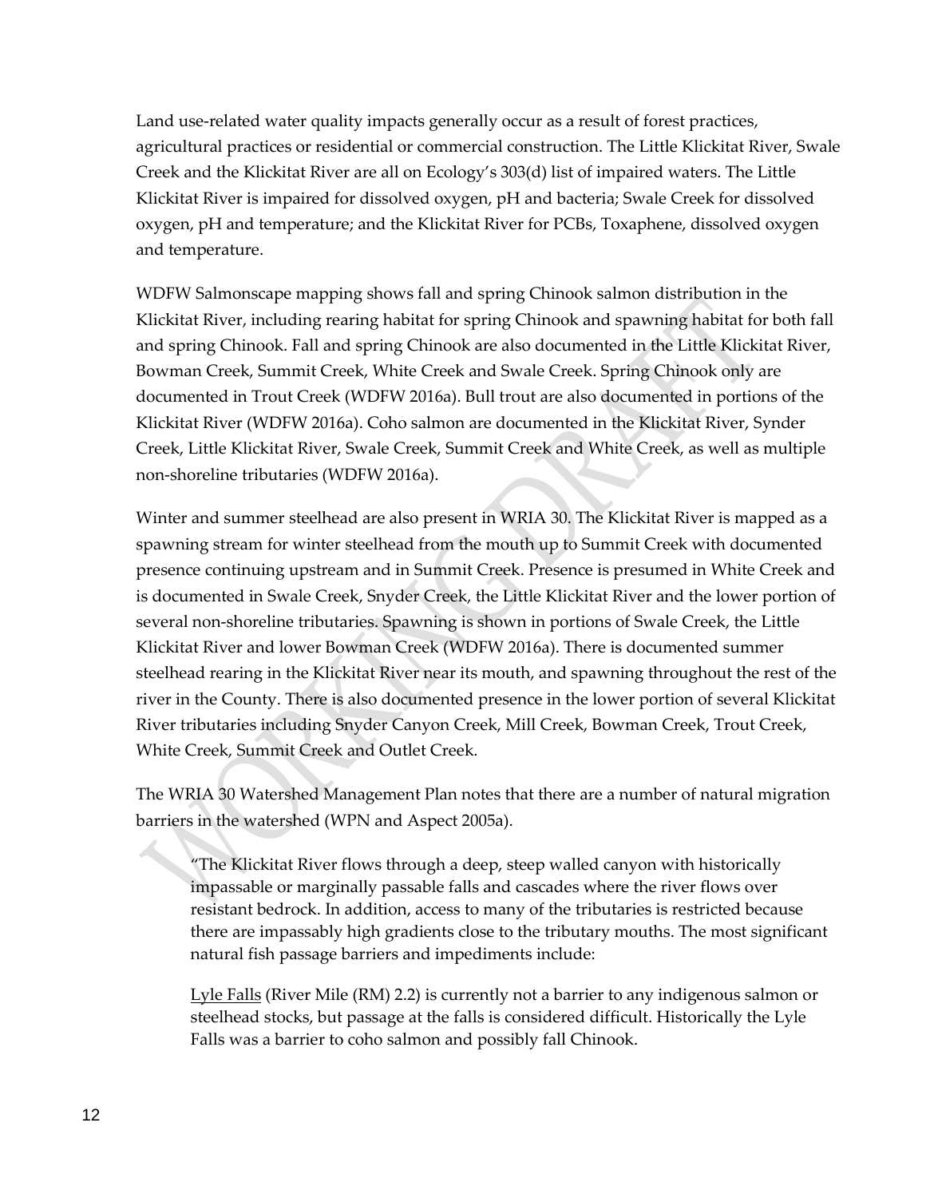Land use-related water quality impacts generally occur as a result of forest practices, agricultural practices or residential or commercial construction. The Little Klickitat River, Swale Creek and the Klickitat River are all on Ecology's 303(d) list of impaired waters. The Little Klickitat River is impaired for dissolved oxygen, pH and bacteria; Swale Creek for dissolved oxygen, pH and temperature; and the Klickitat River for PCBs, Toxaphene, dissolved oxygen and temperature.

WDFW Salmonscape mapping shows fall and spring Chinook salmon distribution in the Klickitat River, including rearing habitat for spring Chinook and spawning habitat for both fall and spring Chinook. Fall and spring Chinook are also documented in the Little Klickitat River, Bowman Creek, Summit Creek, White Creek and Swale Creek. Spring Chinook only are documented in Trout Creek (WDFW 2016a). Bull trout are also documented in portions of the Klickitat River (WDFW 2016a). Coho salmon are documented in the Klickitat River, Synder Creek, Little Klickitat River, Swale Creek, Summit Creek and White Creek, as well as multiple non-shoreline tributaries (WDFW 2016a).

Winter and summer steelhead are also present in WRIA 30. The Klickitat River is mapped as a spawning stream for winter steelhead from the mouth up to Summit Creek with documented presence continuing upstream and in Summit Creek. Presence is presumed in White Creek and is documented in Swale Creek, Snyder Creek, the Little Klickitat River and the lower portion of several non-shoreline tributaries. Spawning is shown in portions of Swale Creek, the Little Klickitat River and lower Bowman Creek (WDFW 2016a). There is documented summer steelhead rearing in the Klickitat River near its mouth, and spawning throughout the rest of the river in the County. There is also documented presence in the lower portion of several Klickitat River tributaries including Snyder Canyon Creek, Mill Creek, Bowman Creek, Trout Creek, White Creek, Summit Creek and Outlet Creek.

The WRIA 30 Watershed Management Plan notes that there are a number of natural migration barriers in the watershed (WPN and Aspect 2005a).

> "The Klickitat River flows through a deep, steep walled canyon with historically impassable or marginally passable falls and cascades where the river flows over resistant bedrock. In addition, access to many of the tributaries is restricted because there are impassably high gradients close to the tributary mouths. The most significant natural fish passage barriers and impediments include:
>
> Lyle Falls (River Mile (RM) 2.2) is currently not a barrier to any indigenous salmon or steelhead stocks, but passage at the falls is considered difficult. Historically the Lyle Falls was a barrier to coho salmon and possibly fall Chinook.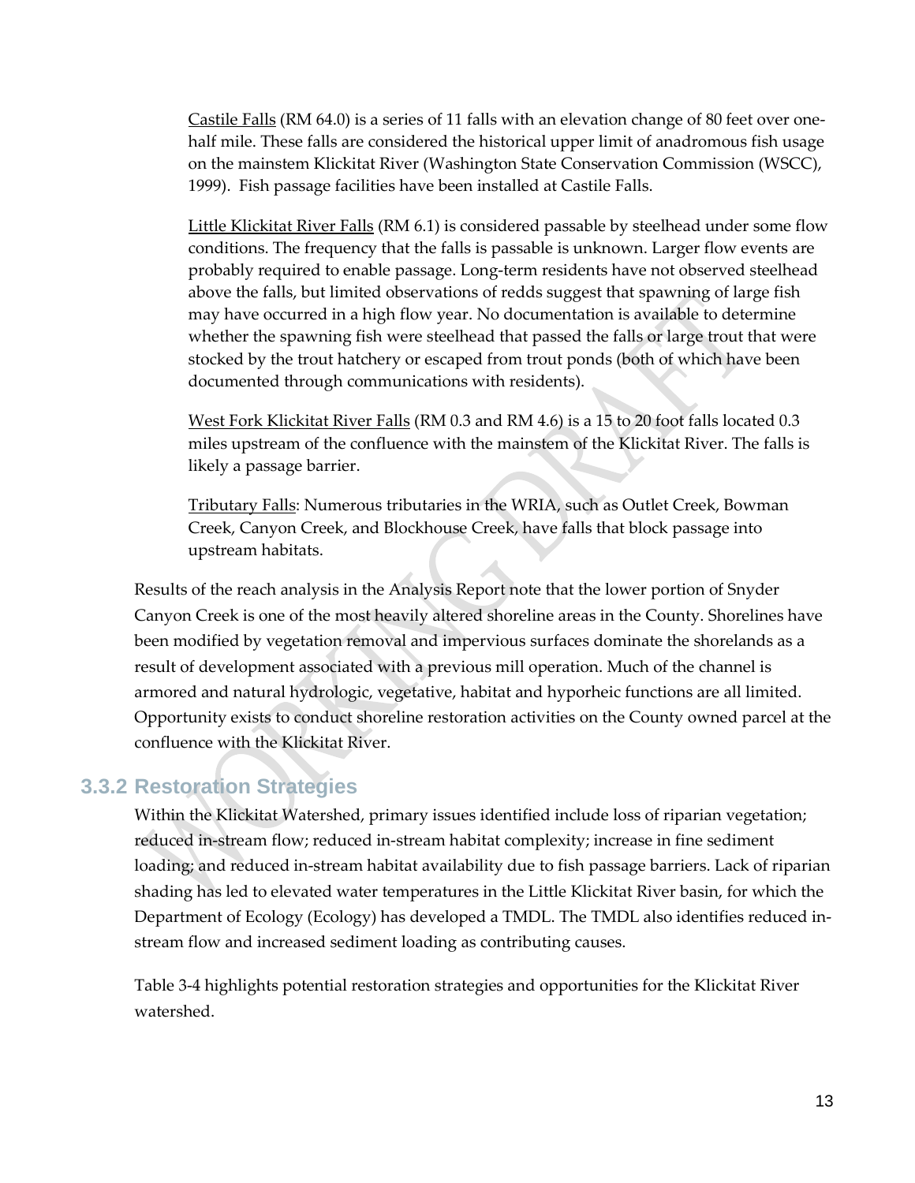Castile Falls (RM 64.0) is a series of 11 falls with an elevation change of 80 feet over one-half mile. These falls are considered the historical upper limit of anadromous fish usage on the mainstem Klickitat River (Washington State Conservation Commission (WSCC), 1999). Fish passage facilities have been installed at Castile Falls.

Little Klickitat River Falls (RM 6.1) is considered passable by steelhead under some flow conditions. The frequency that the falls is passable is unknown. Larger flow events are probably required to enable passage. Long-term residents have not observed steelhead above the falls, but limited observations of redds suggest that spawning of large fish may have occurred in a high flow year. No documentation is available to determine whether the spawning fish were steelhead that passed the falls or large trout that were stocked by the trout hatchery or escaped from trout ponds (both of which have been documented through communications with residents).

West Fork Klickitat River Falls (RM 0.3 and RM 4.6) is a 15 to 20 foot falls located 0.3 miles upstream of the confluence with the mainstem of the Klickitat River. The falls is likely a passage barrier.

Tributary Falls: Numerous tributaries in the WRIA, such as Outlet Creek, Bowman Creek, Canyon Creek, and Blockhouse Creek, have falls that block passage into upstream habitats.

Results of the reach analysis in the Analysis Report note that the lower portion of Snyder Canyon Creek is one of the most heavily altered shoreline areas in the County. Shorelines have been modified by vegetation removal and impervious surfaces dominate the shorelands as a result of development associated with a previous mill operation. Much of the channel is armored and natural hydrologic, vegetative, habitat and hyporheic functions are all limited. Opportunity exists to conduct shoreline restoration activities on the County owned parcel at the confluence with the Klickitat River.

### 3.3.2 Restoration Strategies

Within the Klickitat Watershed, primary issues identified include loss of riparian vegetation; reduced in-stream flow; reduced in-stream habitat complexity; increase in fine sediment loading; and reduced in-stream habitat availability due to fish passage barriers. Lack of riparian shading has led to elevated water temperatures in the Little Klickitat River basin, for which the Department of Ecology (Ecology) has developed a TMDL. The TMDL also identifies reduced in-stream flow and increased sediment loading as contributing causes.

Table 3-4 highlights potential restoration strategies and opportunities for the Klickitat River watershed.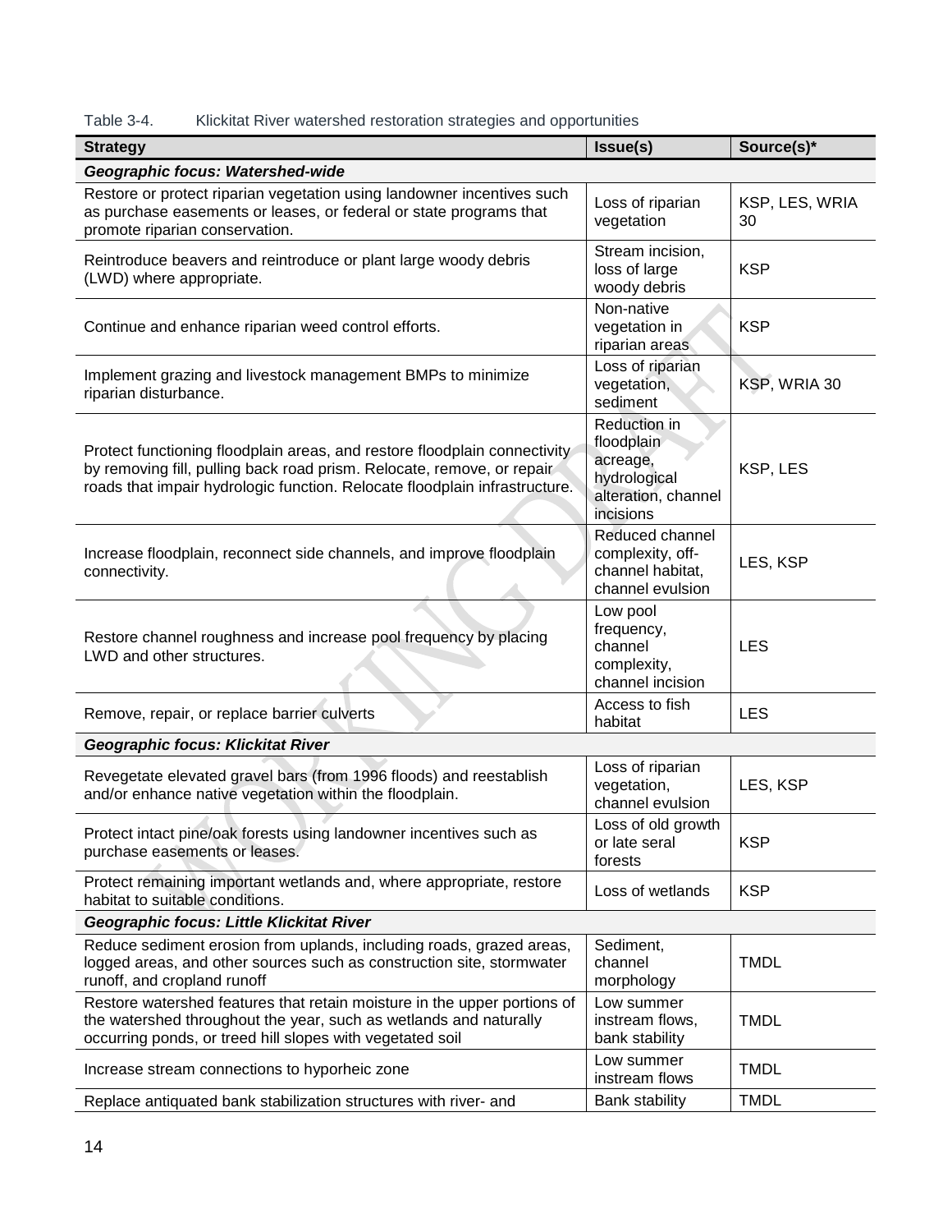Table 3-4. Klickitat River watershed restoration strategies and opportunities

| Strategy | Issue(s) | Source(s)* |
|---|---|---|
| ***Geographic focus: Watershed-wide*** | | |
| Restore or protect riparian vegetation using landowner incentives such as purchase easements or leases, or federal or state programs that promote riparian conservation. | Loss of riparian vegetation | KSP, LES, WRIA 30 |
| Reintroduce beavers and reintroduce or plant large woody debris (LWD) where appropriate. | Stream incision, loss of large woody debris | KSP |
| Continue and enhance riparian weed control efforts. | Non-native vegetation in riparian areas | KSP |
| Implement grazing and livestock management BMPs to minimize riparian disturbance. | Loss of riparian vegetation, sediment | KSP, WRIA 30 |
| Protect functioning floodplain areas, and restore floodplain connectivity by removing fill, pulling back road prism. Relocate, remove, or repair roads that impair hydrologic function. Relocate floodplain infrastructure. | Reduction in floodplain acreage, hydrological alteration, channel incisions | KSP, LES |
| Increase floodplain, reconnect side channels, and improve floodplain connectivity. | Reduced channel complexity, off-channel habitat, channel evulsion | LES, KSP |
| Restore channel roughness and increase pool frequency by placing LWD and other structures. | Low pool frequency, channel complexity, channel incision | LES |
| Remove, repair, or replace barrier culverts | Access to fish habitat | LES |
| ***Geographic focus: Klickitat River*** | | |
| Revegetate elevated gravel bars (from 1996 floods) and reestablish and/or enhance native vegetation within the floodplain. | Loss of riparian vegetation, channel evulsion | LES, KSP |
| Protect intact pine/oak forests using landowner incentives such as purchase easements or leases. | Loss of old growth or late seral forests | KSP |
| Protect remaining important wetlands and, where appropriate, restore habitat to suitable conditions. | Loss of wetlands | KSP |
| ***Geographic focus: Little Klickitat River*** | | |
| Reduce sediment erosion from uplands, including roads, grazed areas, logged areas, and other sources such as construction site, stormwater runoff, and cropland runoff | Sediment, channel morphology | TMDL |
| Restore watershed features that retain moisture in the upper portions of the watershed throughout the year, such as wetlands and naturally occurring ponds, or treed hill slopes with vegetated soil | Low summer instream flows, bank stability | TMDL |
| Increase stream connections to hyporheic zone | Low summer instream flows | TMDL |
| Replace antiquated bank stabilization structures with river- and | Bank stability | TMDL |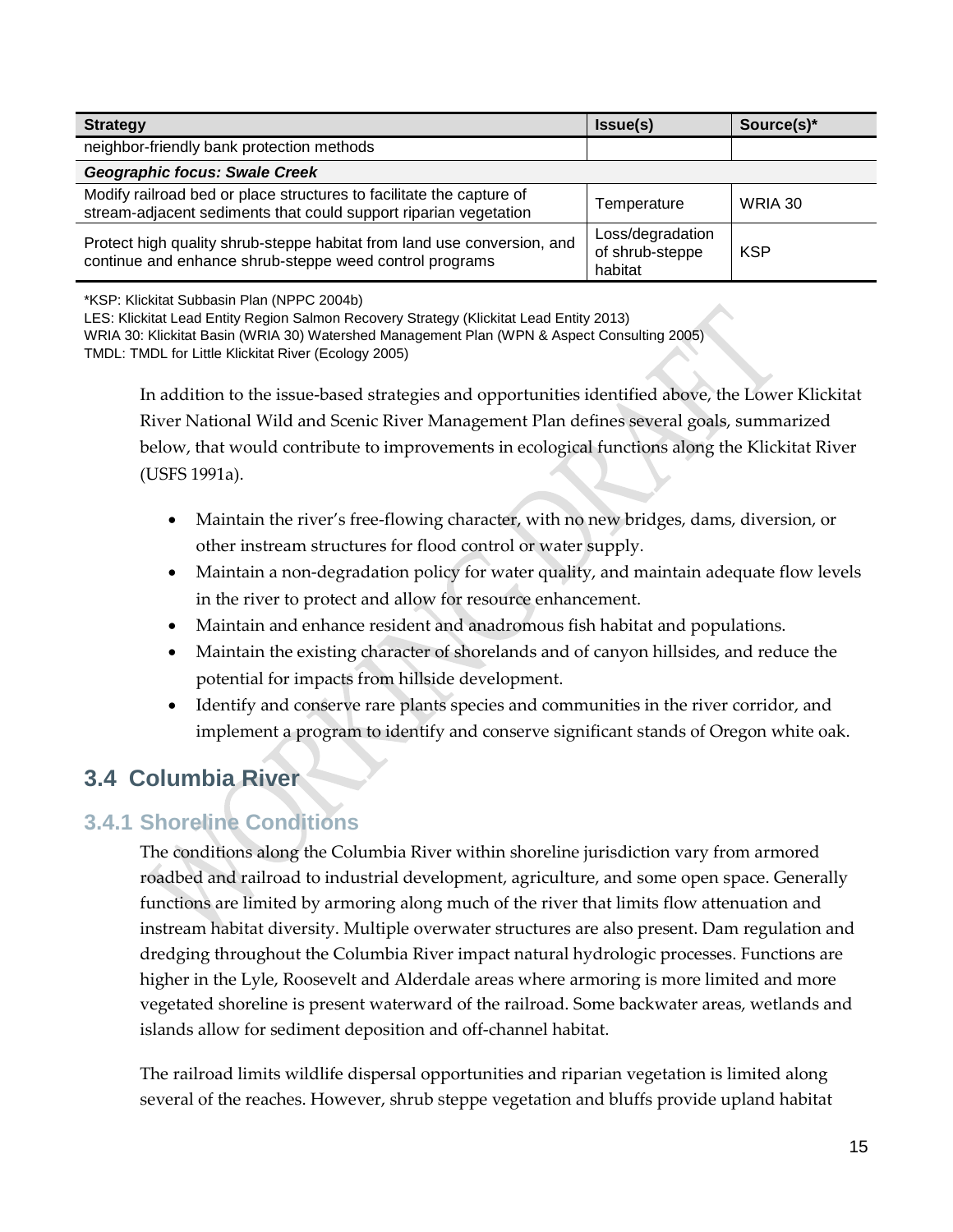| Strategy | Issue(s) | Source(s)* |
|---|---|---|
| neighbor-friendly bank protection methods | | |
| ***Geographic focus: Swale Creek*** | | |
| Modify railroad bed or place structures to facilitate the capture of stream-adjacent sediments that could support riparian vegetation | Temperature | WRIA 30 |
| Protect high quality shrub-steppe habitat from land use conversion, and continue and enhance shrub-steppe weed control programs | Loss/degradation of shrub-steppe habitat | KSP |

*KSP: Klickitat Subbasin Plan (NPPC 2004b)
LES: Klickitat Lead Entity Region Salmon Recovery Strategy (Klickitat Lead Entity 2013)
WRIA 30: Klickitat Basin (WRIA 30) Watershed Management Plan (WPN & Aspect Consulting 2005)
TMDL: TMDL for Little Klickitat River (Ecology 2005)

In addition to the issue-based strategies and opportunities identified above, the Lower Klickitat River National Wild and Scenic River Management Plan defines several goals, summarized below, that would contribute to improvements in ecological functions along the Klickitat River (USFS 1991a).

- Maintain the river's free-flowing character, with no new bridges, dams, diversion, or other instream structures for flood control or water supply.
- Maintain a non-degradation policy for water quality, and maintain adequate flow levels in the river to protect and allow for resource enhancement.
- Maintain and enhance resident and anadromous fish habitat and populations.
- Maintain the existing character of shorelands and of canyon hillsides, and reduce the potential for impacts from hillside development.
- Identify and conserve rare plants species and communities in the river corridor, and implement a program to identify and conserve significant stands of Oregon white oak.

## 3.4 Columbia River

### 3.4.1 Shoreline Conditions

The conditions along the Columbia River within shoreline jurisdiction vary from armored roadbed and railroad to industrial development, agriculture, and some open space. Generally functions are limited by armoring along much of the river that limits flow attenuation and instream habitat diversity. Multiple overwater structures are also present. Dam regulation and dredging throughout the Columbia River impact natural hydrologic processes. Functions are higher in the Lyle, Roosevelt and Alderdale areas where armoring is more limited and more vegetated shoreline is present waterward of the railroad. Some backwater areas, wetlands and islands allow for sediment deposition and off-channel habitat.

The railroad limits wildlife dispersal opportunities and riparian vegetation is limited along several of the reaches. However, shrub steppe vegetation and bluffs provide upland habitat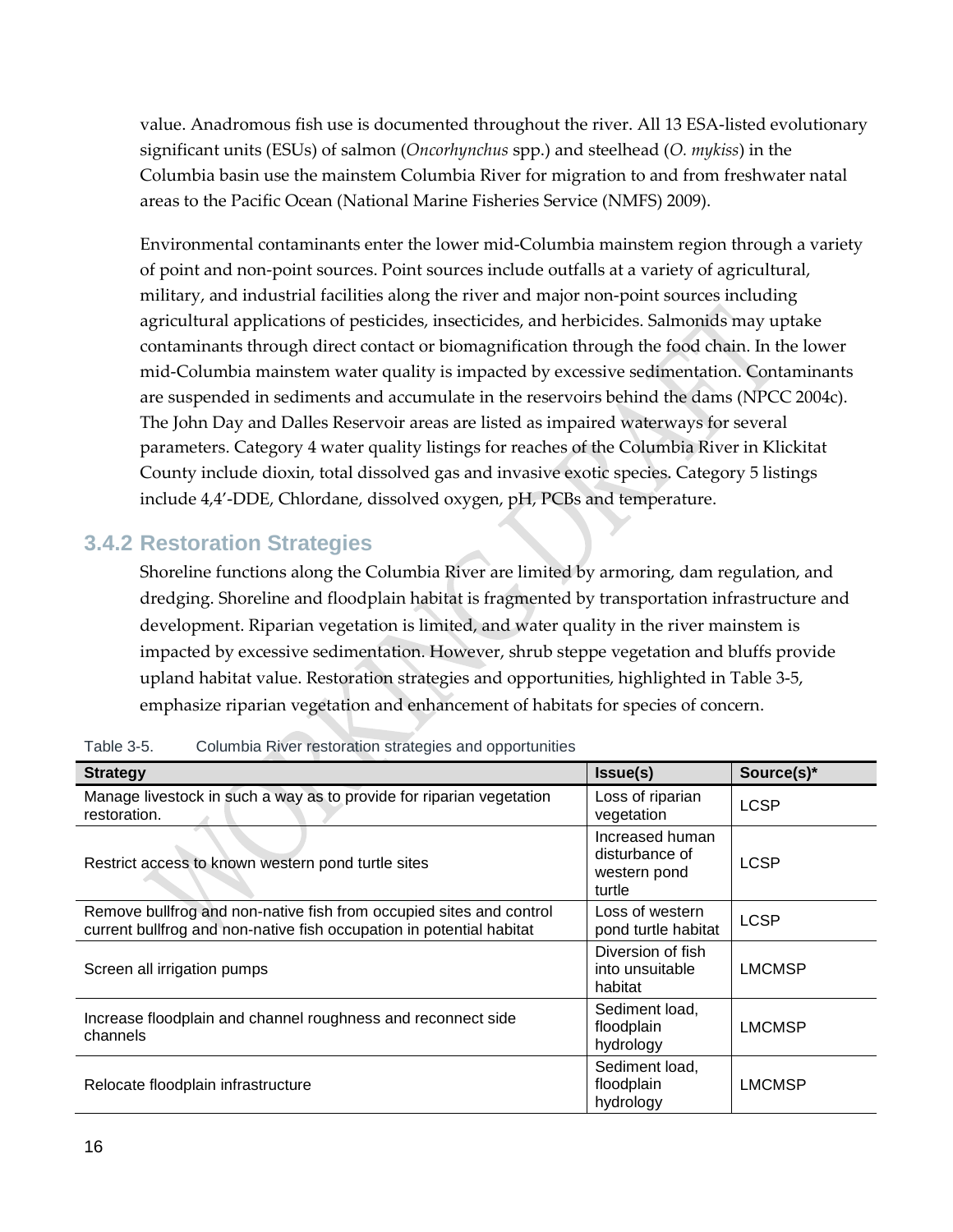value. Anadromous fish use is documented throughout the river. All 13 ESA-listed evolutionary significant units (ESUs) of salmon (*Oncorhynchus* spp.) and steelhead (*O. mykiss*) in the Columbia basin use the mainstem Columbia River for migration to and from freshwater natal areas to the Pacific Ocean (National Marine Fisheries Service (NMFS) 2009).

Environmental contaminants enter the lower mid-Columbia mainstem region through a variety of point and non-point sources. Point sources include outfalls at a variety of agricultural, military, and industrial facilities along the river and major non-point sources including agricultural applications of pesticides, insecticides, and herbicides. Salmonids may uptake contaminants through direct contact or biomagnification through the food chain. In the lower mid-Columbia mainstem water quality is impacted by excessive sedimentation. Contaminants are suspended in sediments and accumulate in the reservoirs behind the dams (NPCC 2004c). The John Day and Dalles Reservoir areas are listed as impaired waterways for several parameters. Category 4 water quality listings for reaches of the Columbia River in Klickitat County include dioxin, total dissolved gas and invasive exotic species. Category 5 listings include 4,4'-DDE, Chlordane, dissolved oxygen, pH, PCBs and temperature.

### 3.4.2 Restoration Strategies

Shoreline functions along the Columbia River are limited by armoring, dam regulation, and dredging. Shoreline and floodplain habitat is fragmented by transportation infrastructure and development. Riparian vegetation is limited, and water quality in the river mainstem is impacted by excessive sedimentation. However, shrub steppe vegetation and bluffs provide upland habitat value. Restoration strategies and opportunities, highlighted in Table 3-5, emphasize riparian vegetation and enhancement of habitats for species of concern.

Table 3-5. Columbia River restoration strategies and opportunities

| Strategy | Issue(s) | Source(s)* |
|---|---|---|
| Manage livestock in such a way as to provide for riparian vegetation restoration. | Loss of riparian vegetation | LCSP |
| Restrict access to known western pond turtle sites | Increased human disturbance of western pond turtle | LCSP |
| Remove bullfrog and non-native fish from occupied sites and control current bullfrog and non-native fish occupation in potential habitat | Loss of western pond turtle habitat | LCSP |
| Screen all irrigation pumps | Diversion of fish into unsuitable habitat | LMCMSP |
| Increase floodplain and channel roughness and reconnect side channels | Sediment load, floodplain hydrology | LMCMSP |
| Relocate floodplain infrastructure | Sediment load, floodplain hydrology | LMCMSP |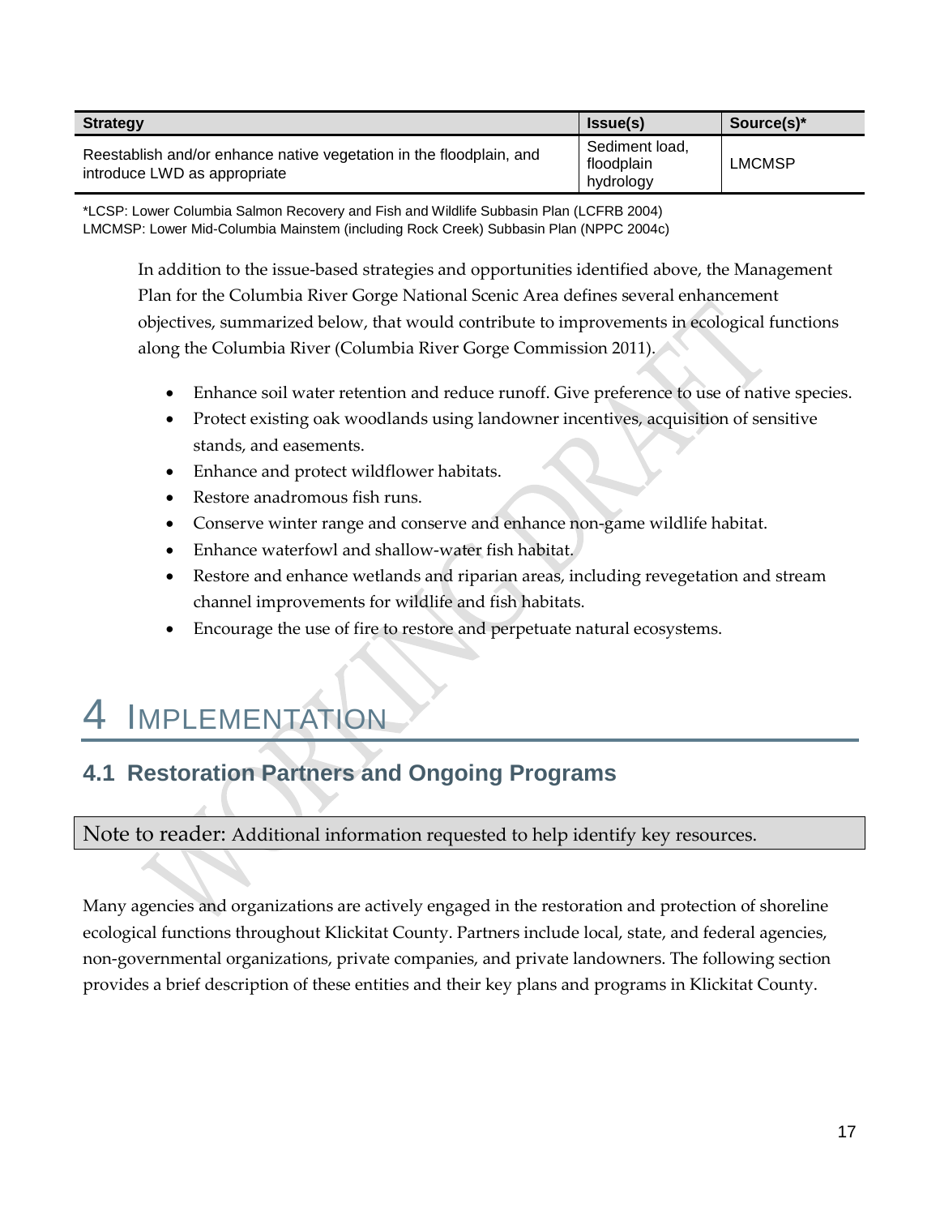| Strategy | Issue(s) | Source(s)* |
| --- | --- | --- |
| Reestablish and/or enhance native vegetation in the floodplain, and introduce LWD as appropriate | Sediment load, floodplain hydrology | LMCMSP |

*LCSP: Lower Columbia Salmon Recovery and Fish and Wildlife Subbasin Plan (LCFRB 2004)
LMCMSP: Lower Mid-Columbia Mainstem (including Rock Creek) Subbasin Plan (NPPC 2004c)

In addition to the issue-based strategies and opportunities identified above, the Management Plan for the Columbia River Gorge National Scenic Area defines several enhancement objectives, summarized below, that would contribute to improvements in ecological functions along the Columbia River (Columbia River Gorge Commission 2011).

- Enhance soil water retention and reduce runoff. Give preference to use of native species.
- Protect existing oak woodlands using landowner incentives, acquisition of sensitive stands, and easements.
- Enhance and protect wildflower habitats.
- Restore anadromous fish runs.
- Conserve winter range and conserve and enhance non-game wildlife habitat.
- Enhance waterfowl and shallow-water fish habitat.
- Restore and enhance wetlands and riparian areas, including revegetation and stream channel improvements for wildlife and fish habitats.
- Encourage the use of fire to restore and perpetuate natural ecosystems.

# 4 IMPLEMENTATION

## 4.1 Restoration Partners and Ongoing Programs

Note to reader: Additional information requested to help identify key resources.

Many agencies and organizations are actively engaged in the restoration and protection of shoreline ecological functions throughout Klickitat County. Partners include local, state, and federal agencies, non-governmental organizations, private companies, and private landowners. The following section provides a brief description of these entities and their key plans and programs in Klickitat County.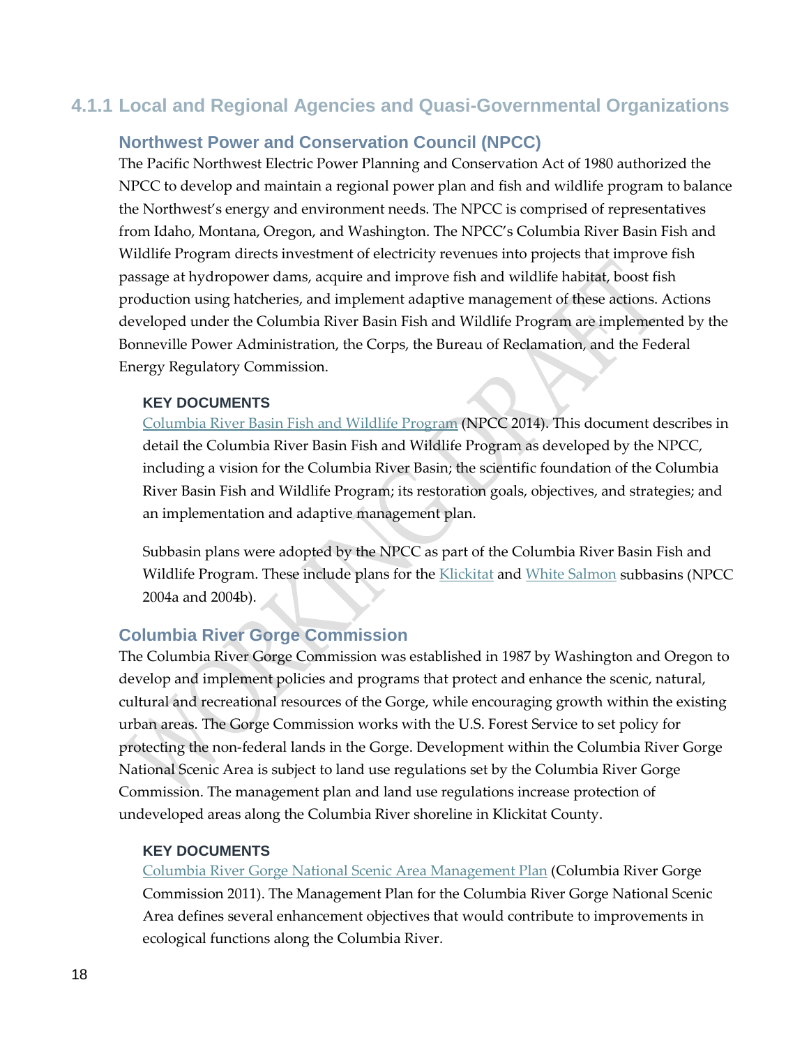### 4.1.1 Local and Regional Agencies and Quasi-Governmental Organizations

#### Northwest Power and Conservation Council (NPCC)

The Pacific Northwest Electric Power Planning and Conservation Act of 1980 authorized the NPCC to develop and maintain a regional power plan and fish and wildlife program to balance the Northwest's energy and environment needs. The NPCC is comprised of representatives from Idaho, Montana, Oregon, and Washington. The NPCC's Columbia River Basin Fish and Wildlife Program directs investment of electricity revenues into projects that improve fish passage at hydropower dams, acquire and improve fish and wildlife habitat, boost fish production using hatcheries, and implement adaptive management of these actions. Actions developed under the Columbia River Basin Fish and Wildlife Program are implemented by the Bonneville Power Administration, the Corps, the Bureau of Reclamation, and the Federal Energy Regulatory Commission.

**KEY DOCUMENTS**

Columbia River Basin Fish and Wildlife Program (NPCC 2014). This document describes in detail the Columbia River Basin Fish and Wildlife Program as developed by the NPCC, including a vision for the Columbia River Basin; the scientific foundation of the Columbia River Basin Fish and Wildlife Program; its restoration goals, objectives, and strategies; and an implementation and adaptive management plan.

Subbasin plans were adopted by the NPCC as part of the Columbia River Basin Fish and Wildlife Program. These include plans for the Klickitat and White Salmon subbasins (NPCC 2004a and 2004b).

#### Columbia River Gorge Commission

The Columbia River Gorge Commission was established in 1987 by Washington and Oregon to develop and implement policies and programs that protect and enhance the scenic, natural, cultural and recreational resources of the Gorge, while encouraging growth within the existing urban areas. The Gorge Commission works with the U.S. Forest Service to set policy for protecting the non-federal lands in the Gorge. Development within the Columbia River Gorge National Scenic Area is subject to land use regulations set by the Columbia River Gorge Commission. The management plan and land use regulations increase protection of undeveloped areas along the Columbia River shoreline in Klickitat County.

**KEY DOCUMENTS**

Columbia River Gorge National Scenic Area Management Plan (Columbia River Gorge Commission 2011). The Management Plan for the Columbia River Gorge National Scenic Area defines several enhancement objectives that would contribute to improvements in ecological functions along the Columbia River.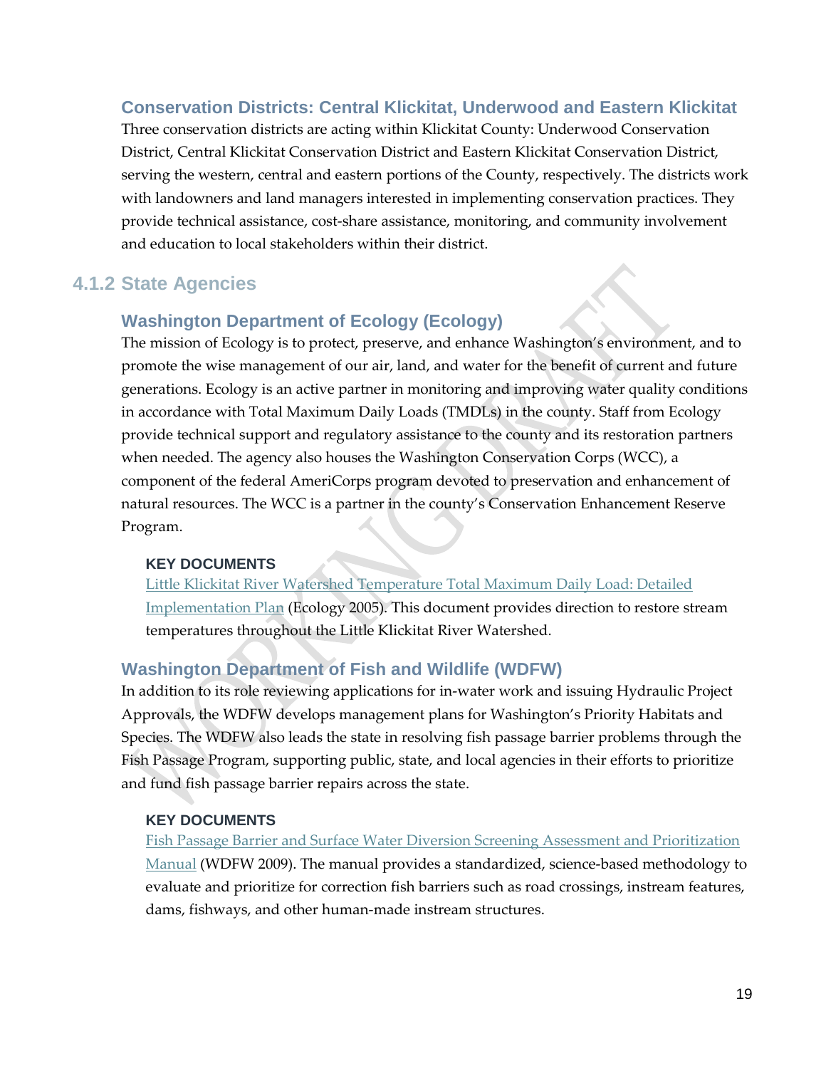### Conservation Districts: Central Klickitat, Underwood and Eastern Klickitat

Three conservation districts are acting within Klickitat County: Underwood Conservation District, Central Klickitat Conservation District and Eastern Klickitat Conservation District, serving the western, central and eastern portions of the County, respectively. The districts work with landowners and land managers interested in implementing conservation practices. They provide technical assistance, cost-share assistance, monitoring, and community involvement and education to local stakeholders within their district.

## 4.1.2 State Agencies

### Washington Department of Ecology (Ecology)

The mission of Ecology is to protect, preserve, and enhance Washington's environment, and to promote the wise management of our air, land, and water for the benefit of current and future generations. Ecology is an active partner in monitoring and improving water quality conditions in accordance with Total Maximum Daily Loads (TMDLs) in the county. Staff from Ecology provide technical support and regulatory assistance to the county and its restoration partners when needed. The agency also houses the Washington Conservation Corps (WCC), a component of the federal AmeriCorps program devoted to preservation and enhancement of natural resources. The WCC is a partner in the county's Conservation Enhancement Reserve Program.

#### KEY DOCUMENTS

Little Klickitat River Watershed Temperature Total Maximum Daily Load: Detailed Implementation Plan (Ecology 2005). This document provides direction to restore stream temperatures throughout the Little Klickitat River Watershed.

### Washington Department of Fish and Wildlife (WDFW)

In addition to its role reviewing applications for in-water work and issuing Hydraulic Project Approvals, the WDFW develops management plans for Washington's Priority Habitats and Species. The WDFW also leads the state in resolving fish passage barrier problems through the Fish Passage Program, supporting public, state, and local agencies in their efforts to prioritize and fund fish passage barrier repairs across the state.

#### KEY DOCUMENTS

Fish Passage Barrier and Surface Water Diversion Screening Assessment and Prioritization Manual (WDFW 2009). The manual provides a standardized, science-based methodology to evaluate and prioritize for correction fish barriers such as road crossings, instream features, dams, fishways, and other human-made instream structures.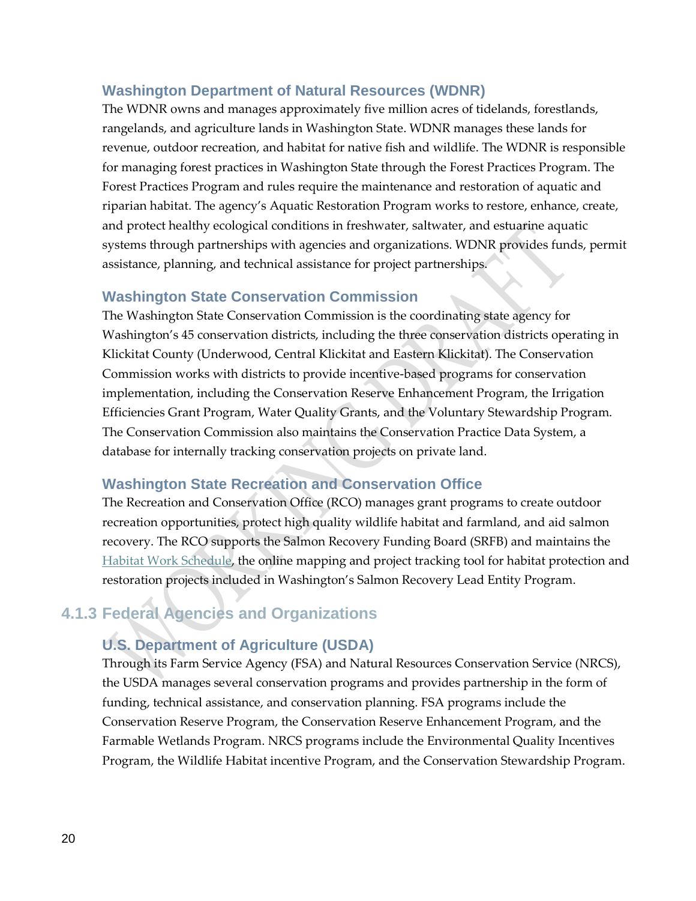### Washington Department of Natural Resources (WDNR)

The WDNR owns and manages approximately five million acres of tidelands, forestlands, rangelands, and agriculture lands in Washington State. WDNR manages these lands for revenue, outdoor recreation, and habitat for native fish and wildlife. The WDNR is responsible for managing forest practices in Washington State through the Forest Practices Program. The Forest Practices Program and rules require the maintenance and restoration of aquatic and riparian habitat. The agency's Aquatic Restoration Program works to restore, enhance, create, and protect healthy ecological conditions in freshwater, saltwater, and estuarine aquatic systems through partnerships with agencies and organizations. WDNR provides funds, permit assistance, planning, and technical assistance for project partnerships.

### Washington State Conservation Commission

The Washington State Conservation Commission is the coordinating state agency for Washington's 45 conservation districts, including the three conservation districts operating in Klickitat County (Underwood, Central Klickitat and Eastern Klickitat). The Conservation Commission works with districts to provide incentive-based programs for conservation implementation, including the Conservation Reserve Enhancement Program, the Irrigation Efficiencies Grant Program, Water Quality Grants, and the Voluntary Stewardship Program. The Conservation Commission also maintains the Conservation Practice Data System, a database for internally tracking conservation projects on private land.

### Washington State Recreation and Conservation Office

The Recreation and Conservation Office (RCO) manages grant programs to create outdoor recreation opportunities, protect high quality wildlife habitat and farmland, and aid salmon recovery. The RCO supports the Salmon Recovery Funding Board (SRFB) and maintains the Habitat Work Schedule, the online mapping and project tracking tool for habitat protection and restoration projects included in Washington's Salmon Recovery Lead Entity Program.

## 4.1.3 Federal Agencies and Organizations

### U.S. Department of Agriculture (USDA)

Through its Farm Service Agency (FSA) and Natural Resources Conservation Service (NRCS), the USDA manages several conservation programs and provides partnership in the form of funding, technical assistance, and conservation planning. FSA programs include the Conservation Reserve Program, the Conservation Reserve Enhancement Program, and the Farmable Wetlands Program. NRCS programs include the Environmental Quality Incentives Program, the Wildlife Habitat incentive Program, and the Conservation Stewardship Program.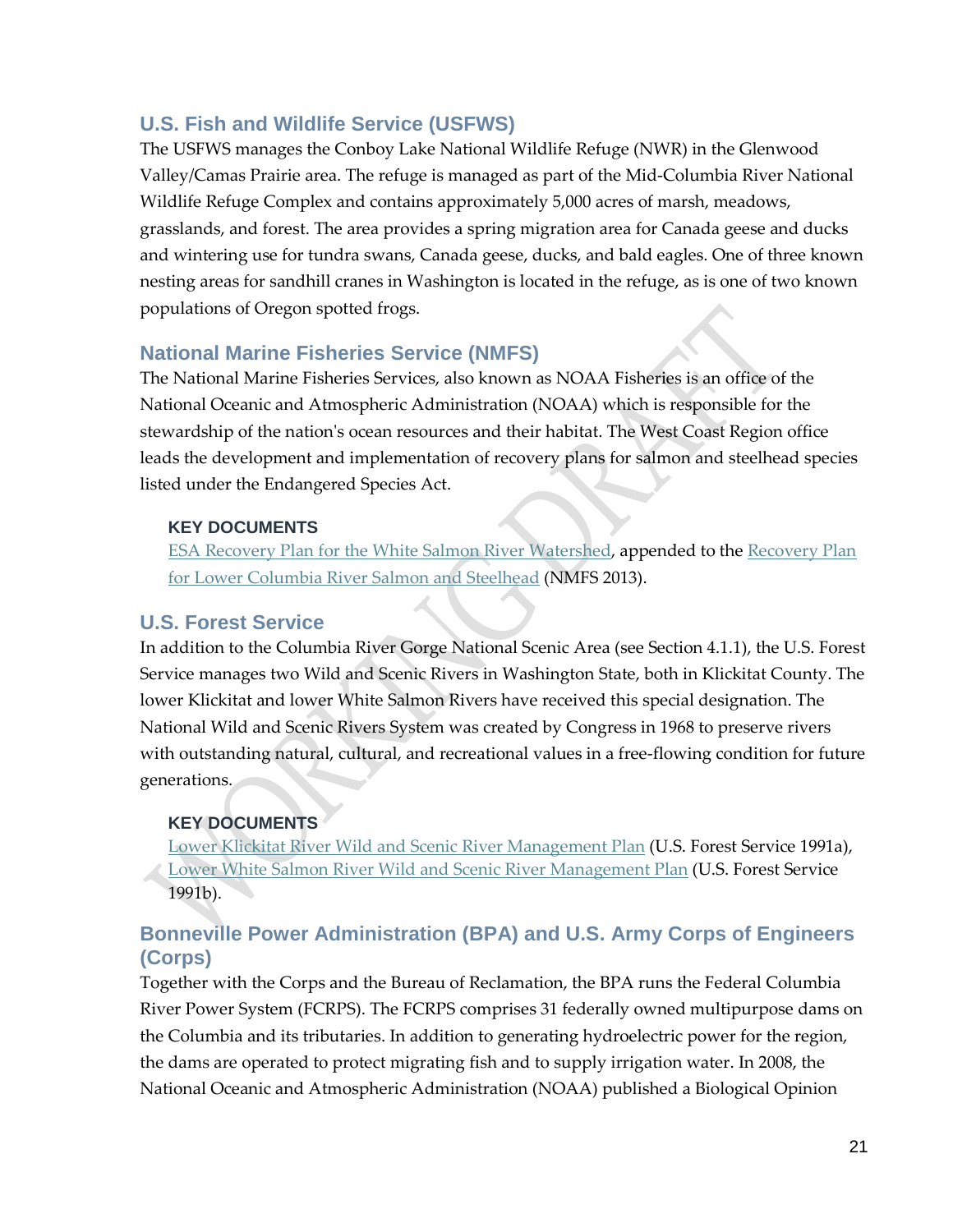### U.S. Fish and Wildlife Service (USFWS)

The USFWS manages the Conboy Lake National Wildlife Refuge (NWR) in the Glenwood Valley/Camas Prairie area. The refuge is managed as part of the Mid-Columbia River National Wildlife Refuge Complex and contains approximately 5,000 acres of marsh, meadows, grasslands, and forest. The area provides a spring migration area for Canada geese and ducks and wintering use for tundra swans, Canada geese, ducks, and bald eagles. One of three known nesting areas for sandhill cranes in Washington is located in the refuge, as is one of two known populations of Oregon spotted frogs.

### National Marine Fisheries Service (NMFS)

The National Marine Fisheries Services, also known as NOAA Fisheries is an office of the National Oceanic and Atmospheric Administration (NOAA) which is responsible for the stewardship of the nation's ocean resources and their habitat. The West Coast Region office leads the development and implementation of recovery plans for salmon and steelhead species listed under the Endangered Species Act.

**KEY DOCUMENTS**

ESA Recovery Plan for the White Salmon River Watershed, appended to the Recovery Plan for Lower Columbia River Salmon and Steelhead (NMFS 2013).

### U.S. Forest Service

In addition to the Columbia River Gorge National Scenic Area (see Section 4.1.1), the U.S. Forest Service manages two Wild and Scenic Rivers in Washington State, both in Klickitat County. The lower Klickitat and lower White Salmon Rivers have received this special designation. The National Wild and Scenic Rivers System was created by Congress in 1968 to preserve rivers with outstanding natural, cultural, and recreational values in a free-flowing condition for future generations.

**KEY DOCUMENTS**

Lower Klickitat River Wild and Scenic River Management Plan (U.S. Forest Service 1991a), Lower White Salmon River Wild and Scenic River Management Plan (U.S. Forest Service 1991b).

### Bonneville Power Administration (BPA) and U.S. Army Corps of Engineers (Corps)

Together with the Corps and the Bureau of Reclamation, the BPA runs the Federal Columbia River Power System (FCRPS). The FCRPS comprises 31 federally owned multipurpose dams on the Columbia and its tributaries. In addition to generating hydroelectric power for the region, the dams are operated to protect migrating fish and to supply irrigation water. In 2008, the National Oceanic and Atmospheric Administration (NOAA) published a Biological Opinion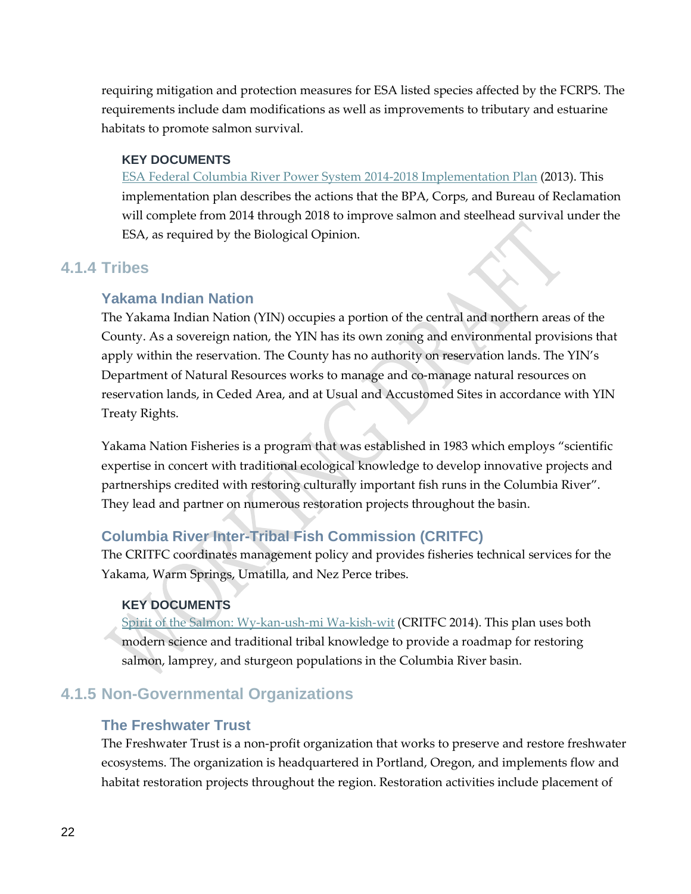requiring mitigation and protection measures for ESA listed species affected by the FCRPS. The requirements include dam modifications as well as improvements to tributary and estuarine habitats to promote salmon survival.

**KEY DOCUMENTS**

ESA Federal Columbia River Power System 2014-2018 Implementation Plan (2013). This implementation plan describes the actions that the BPA, Corps, and Bureau of Reclamation will complete from 2014 through 2018 to improve salmon and steelhead survival under the ESA, as required by the Biological Opinion.

## 4.1.4 Tribes

### Yakama Indian Nation

The Yakama Indian Nation (YIN) occupies a portion of the central and northern areas of the County. As a sovereign nation, the YIN has its own zoning and environmental provisions that apply within the reservation. The County has no authority on reservation lands. The YIN's Department of Natural Resources works to manage and co-manage natural resources on reservation lands, in Ceded Area, and at Usual and Accustomed Sites in accordance with YIN Treaty Rights.

Yakama Nation Fisheries is a program that was established in 1983 which employs "scientific expertise in concert with traditional ecological knowledge to develop innovative projects and partnerships credited with restoring culturally important fish runs in the Columbia River". They lead and partner on numerous restoration projects throughout the basin.

### Columbia River Inter-Tribal Fish Commission (CRITFC)

The CRITFC coordinates management policy and provides fisheries technical services for the Yakama, Warm Springs, Umatilla, and Nez Perce tribes.

**KEY DOCUMENTS**

Spirit of the Salmon: Wy-kan-ush-mi Wa-kish-wit (CRITFC 2014). This plan uses both modern science and traditional tribal knowledge to provide a roadmap for restoring salmon, lamprey, and sturgeon populations in the Columbia River basin.

## 4.1.5 Non-Governmental Organizations

### The Freshwater Trust

The Freshwater Trust is a non-profit organization that works to preserve and restore freshwater ecosystems. The organization is headquartered in Portland, Oregon, and implements flow and habitat restoration projects throughout the region. Restoration activities include placement of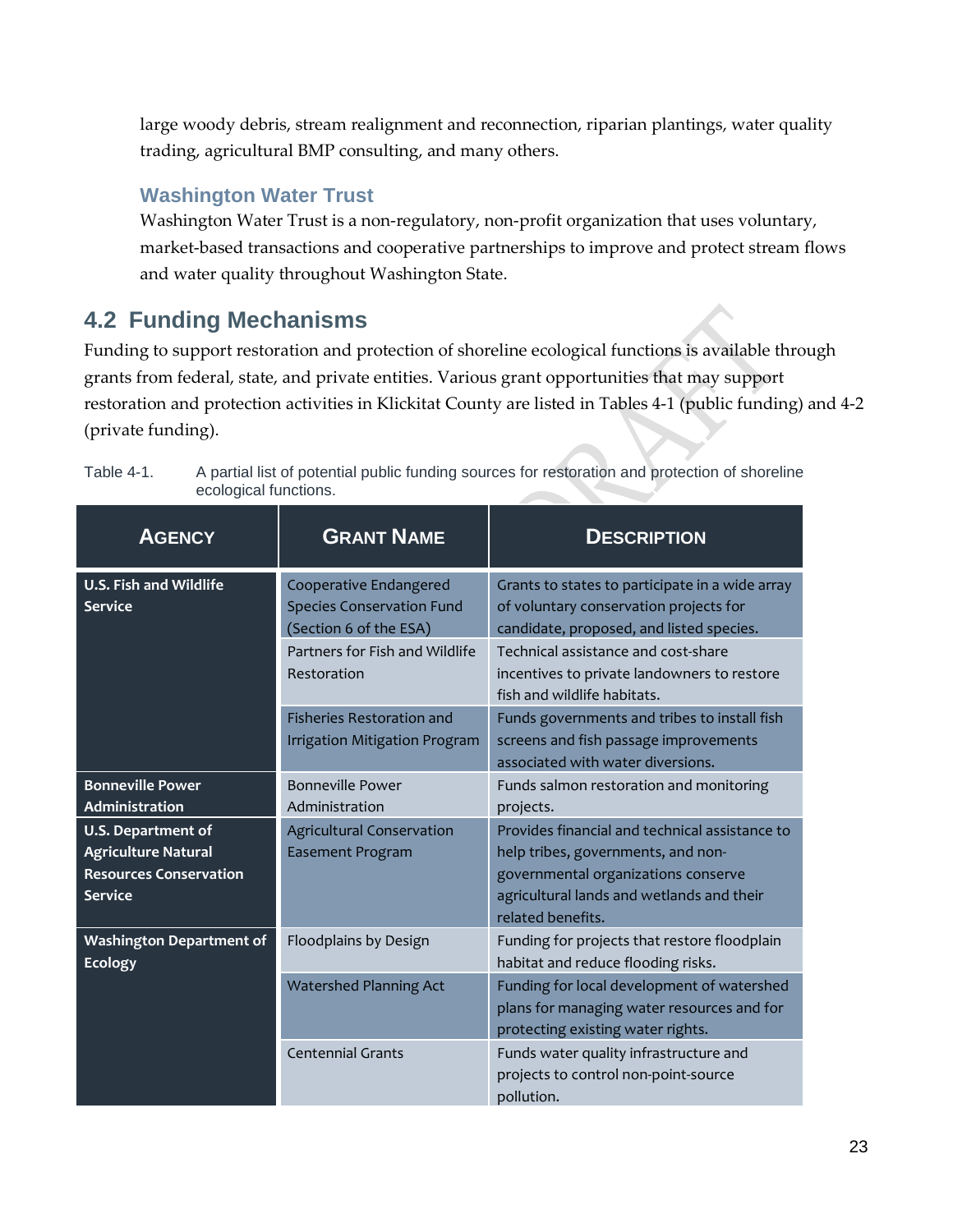large woody debris, stream realignment and reconnection, riparian plantings, water quality trading, agricultural BMP consulting, and many others.

### Washington Water Trust

Washington Water Trust is a non-regulatory, non-profit organization that uses voluntary, market-based transactions and cooperative partnerships to improve and protect stream flows and water quality throughout Washington State.

## 4.2 Funding Mechanisms

Funding to support restoration and protection of shoreline ecological functions is available through grants from federal, state, and private entities. Various grant opportunities that may support restoration and protection activities in Klickitat County are listed in Tables 4-1 (public funding) and 4-2 (private funding).

Table 4-1. A partial list of potential public funding sources for restoration and protection of shoreline ecological functions.

| AGENCY | GRANT NAME | DESCRIPTION |
|---|---|---|
| **U.S. Fish and Wildlife Service** | Cooperative Endangered Species Conservation Fund (Section 6 of the ESA) | Grants to states to participate in a wide array of voluntary conservation projects for candidate, proposed, and listed species. |
| | Partners for Fish and Wildlife Restoration | Technical assistance and cost-share incentives to private landowners to restore fish and wildlife habitats. |
| | Fisheries Restoration and Irrigation Mitigation Program | Funds governments and tribes to install fish screens and fish passage improvements associated with water diversions. |
| **Bonneville Power Administration** | Bonneville Power Administration | Funds salmon restoration and monitoring projects. |
| **U.S. Department of Agriculture Natural Resources Conservation Service** | Agricultural Conservation Easement Program | Provides financial and technical assistance to help tribes, governments, and non-governmental organizations conserve agricultural lands and wetlands and their related benefits. |
| **Washington Department of Ecology** | Floodplains by Design | Funding for projects that restore floodplain habitat and reduce flooding risks. |
| | Watershed Planning Act | Funding for local development of watershed plans for managing water resources and for protecting existing water rights. |
| | Centennial Grants | Funds water quality infrastructure and projects to control non-point-source pollution. |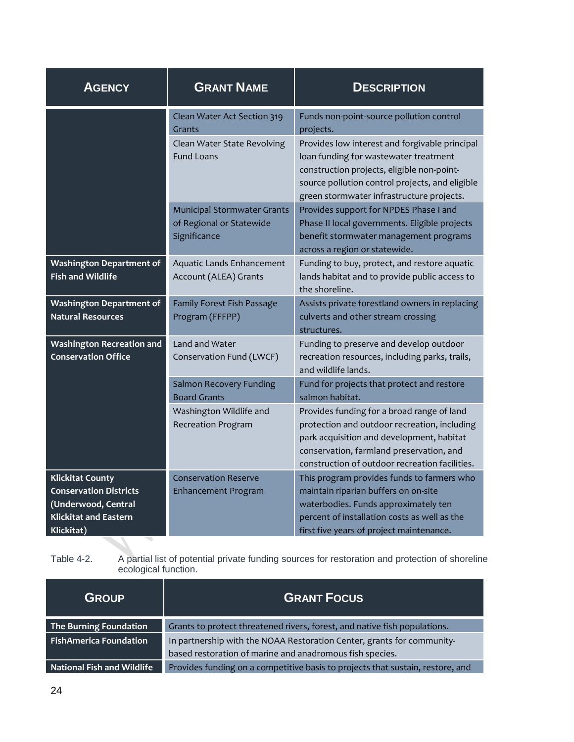| Agency | Grant Name | Description |
| --- | --- | --- |
| | Clean Water Act Section 319 Grants | Funds non-point-source pollution control projects. |
| | Clean Water State Revolving Fund Loans | Provides low interest and forgivable principal loan funding for wastewater treatment construction projects, eligible non-point-source pollution control projects, and eligible green stormwater infrastructure projects. |
| | Municipal Stormwater Grants of Regional or Statewide Significance | Provides support for NPDES Phase I and Phase II local governments. Eligible projects benefit stormwater management programs across a region or statewide. |
| **Washington Department of Fish and Wildlife** | Aquatic Lands Enhancement Account (ALEA) Grants | Funding to buy, protect, and restore aquatic lands habitat and to provide public access to the shoreline. |
| **Washington Department of Natural Resources** | Family Forest Fish Passage Program (FFFPP) | Assists private forestland owners in replacing culverts and other stream crossing structures. |
| **Washington Recreation and Conservation Office** | Land and Water Conservation Fund (LWCF) | Funding to preserve and develop outdoor recreation resources, including parks, trails, and wildlife lands. |
| | Salmon Recovery Funding Board Grants | Fund for projects that protect and restore salmon habitat. |
| | Washington Wildlife and Recreation Program | Provides funding for a broad range of land protection and outdoor recreation, including park acquisition and development, habitat conservation, farmland preservation, and construction of outdoor recreation facilities. |
| **Klickitat County Conservation Districts (Underwood, Central Klickitat and Eastern Klickitat)** | Conservation Reserve Enhancement Program | This program provides funds to farmers who maintain riparian buffers on on-site waterbodies. Funds approximately ten percent of installation costs as well as the first five years of project maintenance. |

Table 4-2. A partial list of potential private funding sources for restoration and protection of shoreline ecological function.

| Group | Grant Focus |
| --- | --- |
| **The Burning Foundation** | Grants to protect threatened rivers, forest, and native fish populations. |
| **FishAmerica Foundation** | In partnership with the NOAA Restoration Center, grants for community-based restoration of marine and anadromous fish species. |
| **National Fish and Wildlife** | Provides funding on a competitive basis to projects that sustain, restore, and |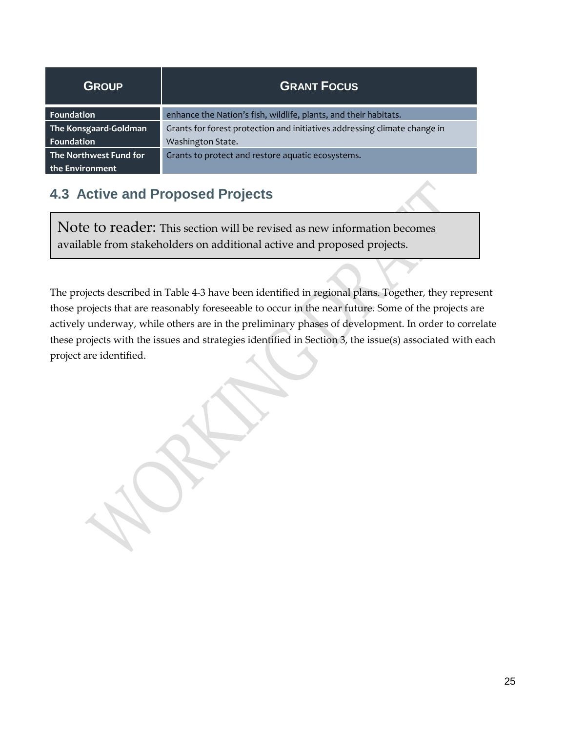| GROUP | GRANT FOCUS |
|---|---|
| Foundation | enhance the Nation's fish, wildlife, plants, and their habitats. |
| The Konsgaard-Goldman Foundation | Grants for forest protection and initiatives addressing climate change in Washington State. |
| The Northwest Fund for the Environment | Grants to protect and restore aquatic ecosystems. |

## 4.3 Active and Proposed Projects

> Note to reader: This section will be revised as new information becomes available from stakeholders on additional active and proposed projects.

The projects described in Table 4-3 have been identified in regional plans. Together, they represent those projects that are reasonably foreseeable to occur in the near future. Some of the projects are actively underway, while others are in the preliminary phases of development. In order to correlate these projects with the issues and strategies identified in Section 3, the issue(s) associated with each project are identified.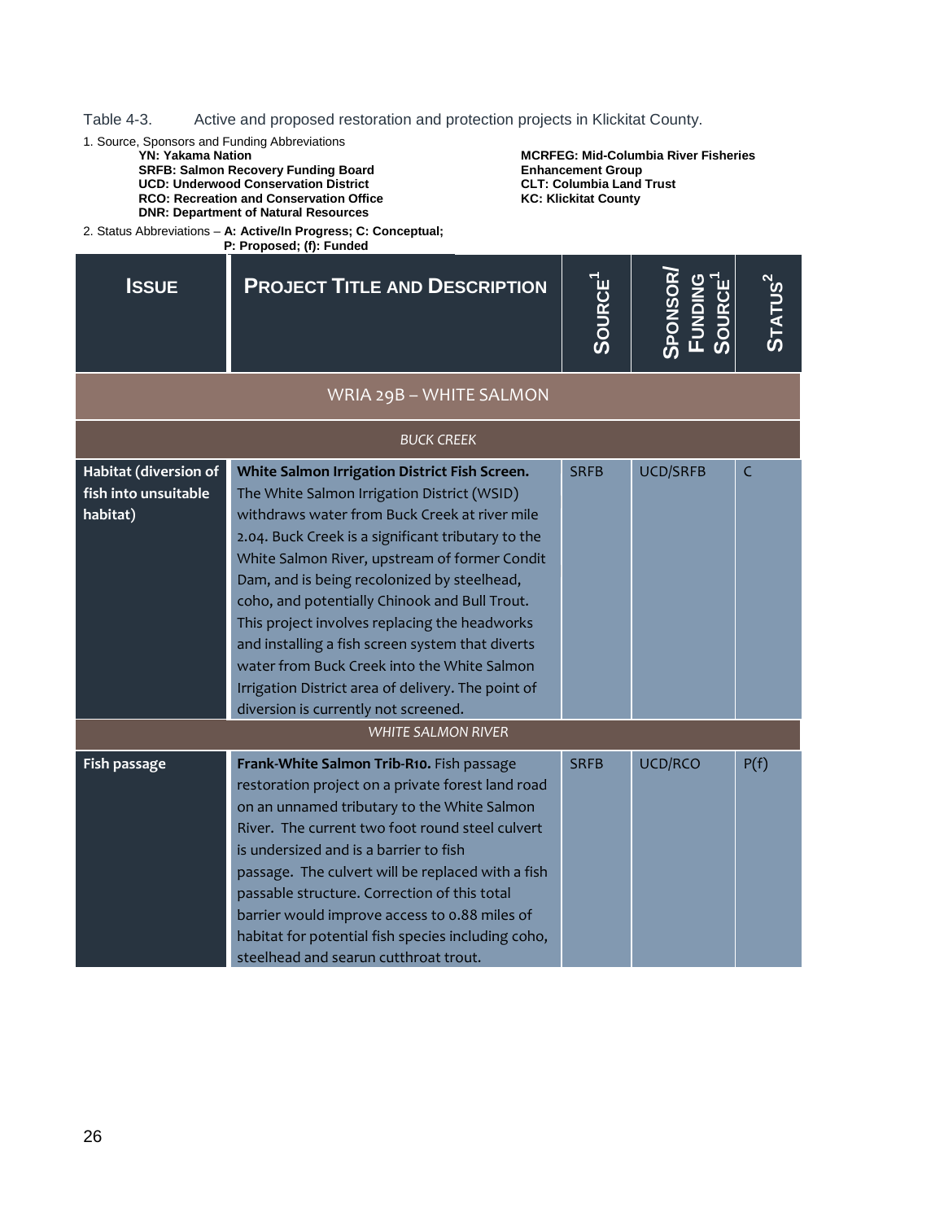Table 4-3. Active and proposed restoration and protection projects in Klickitat County.

1. Source, Sponsors and Funding Abbreviations

**YN: Yakama Nation**
**SRFB: Salmon Recovery Funding Board**
**UCD: Underwood Conservation District**
**RCO: Recreation and Conservation Office**
**DNR: Department of Natural Resources**
**MCRFEG: Mid-Columbia River Fisheries Enhancement Group**
**CLT: Columbia Land Trust**
**KC: Klickitat County**

2. Status Abbreviations – **A: Active/In Progress; C: Conceptual; P: Proposed; (f): Funded**

| Issue | Project Title and Description | Source[1] | Sponsor/ Funding Source[1] | Status[2] |
|---|---|---|---|---|
| WRIA 29B – WHITE SALMON | | | | |
| *BUCK CREEK* | | | | |
| **Habitat (diversion of fish into unsuitable habitat)** | **White Salmon Irrigation District Fish Screen.** The White Salmon Irrigation District (WSID) withdraws water from Buck Creek at river mile 2.04. Buck Creek is a significant tributary to the White Salmon River, upstream of former Condit Dam, and is being recolonized by steelhead, coho, and potentially Chinook and Bull Trout. This project involves replacing the headworks and installing a fish screen system that diverts water from Buck Creek into the White Salmon Irrigation District area of delivery. The point of diversion is currently not screened. | SRFB | UCD/SRFB | C |
| *WHITE SALMON RIVER* | | | | |
| **Fish passage** | **Frank-White Salmon Trib-R10.** Fish passage restoration project on a private forest land road on an unnamed tributary to the White Salmon River. The current two foot round steel culvert is undersized and is a barrier to fish passage. The culvert will be replaced with a fish passable structure. Correction of this total barrier would improve access to 0.88 miles of habitat for potential fish species including coho, steelhead and searun cutthroat trout. | SRFB | UCD/RCO | P(f) |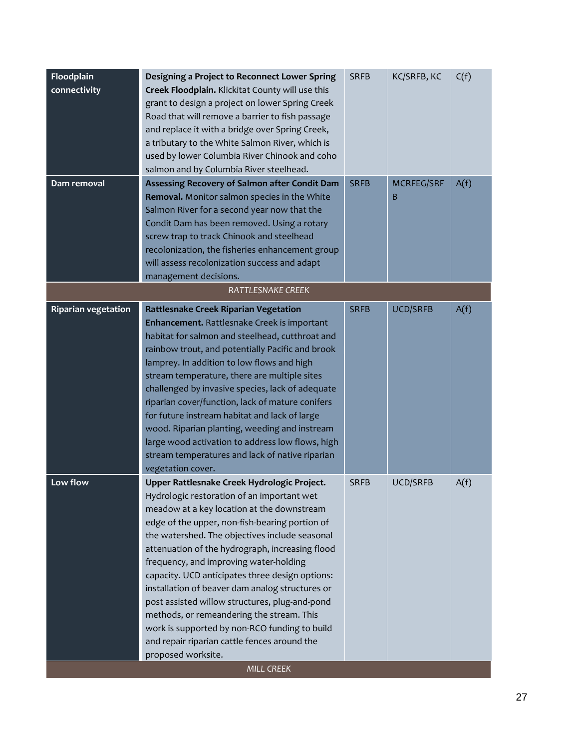| | | | | |
|---|---|---|---|---|
| Floodplain connectivity | **Designing a Project to Reconnect Lower Spring Creek Floodplain.** Klickitat County will use this grant to design a project on lower Spring Creek Road that will remove a barrier to fish passage and replace it with a bridge over Spring Creek, a tributary to the White Salmon River, which is used by lower Columbia River Chinook and coho salmon and by Columbia River steelhead. | SRFB | KC/SRFB, KC | C(f) |
| Dam removal | **Assessing Recovery of Salmon after Condit Dam Removal.** Monitor salmon species in the White Salmon River for a second year now that the Condit Dam has been removed. Using a rotary screw trap to track Chinook and steelhead recolonization, the fisheries enhancement group will assess recolonization success and adapt management decisions. | SRFB | MCRFEG/SRFB | A(f) |
| *RATTLESNAKE CREEK* | | | | |
| Riparian vegetation | **Rattlesnake Creek Riparian Vegetation Enhancement.** Rattlesnake Creek is important habitat for salmon and steelhead, cutthroat and rainbow trout, and potentially Pacific and brook lamprey. In addition to low flows and high stream temperature, there are multiple sites challenged by invasive species, lack of adequate riparian cover/function, lack of mature conifers for future instream habitat and lack of large wood. Riparian planting, weeding and instream large wood activation to address low flows, high stream temperatures and lack of native riparian vegetation cover. | SRFB | UCD/SRFB | A(f) |
| Low flow | **Upper Rattlesnake Creek Hydrologic Project.** Hydrologic restoration of an important wet meadow at a key location at the downstream edge of the upper, non-fish-bearing portion of the watershed. The objectives include seasonal attenuation of the hydrograph, increasing flood frequency, and improving water-holding capacity. UCD anticipates three design options: installation of beaver dam analog structures or post assisted willow structures, plug-and-pond methods, or remeandering the stream. This work is supported by non-RCO funding to build and repair riparian cattle fences around the proposed worksite. | SRFB | UCD/SRFB | A(f) |
| *MILL CREEK* | | | | |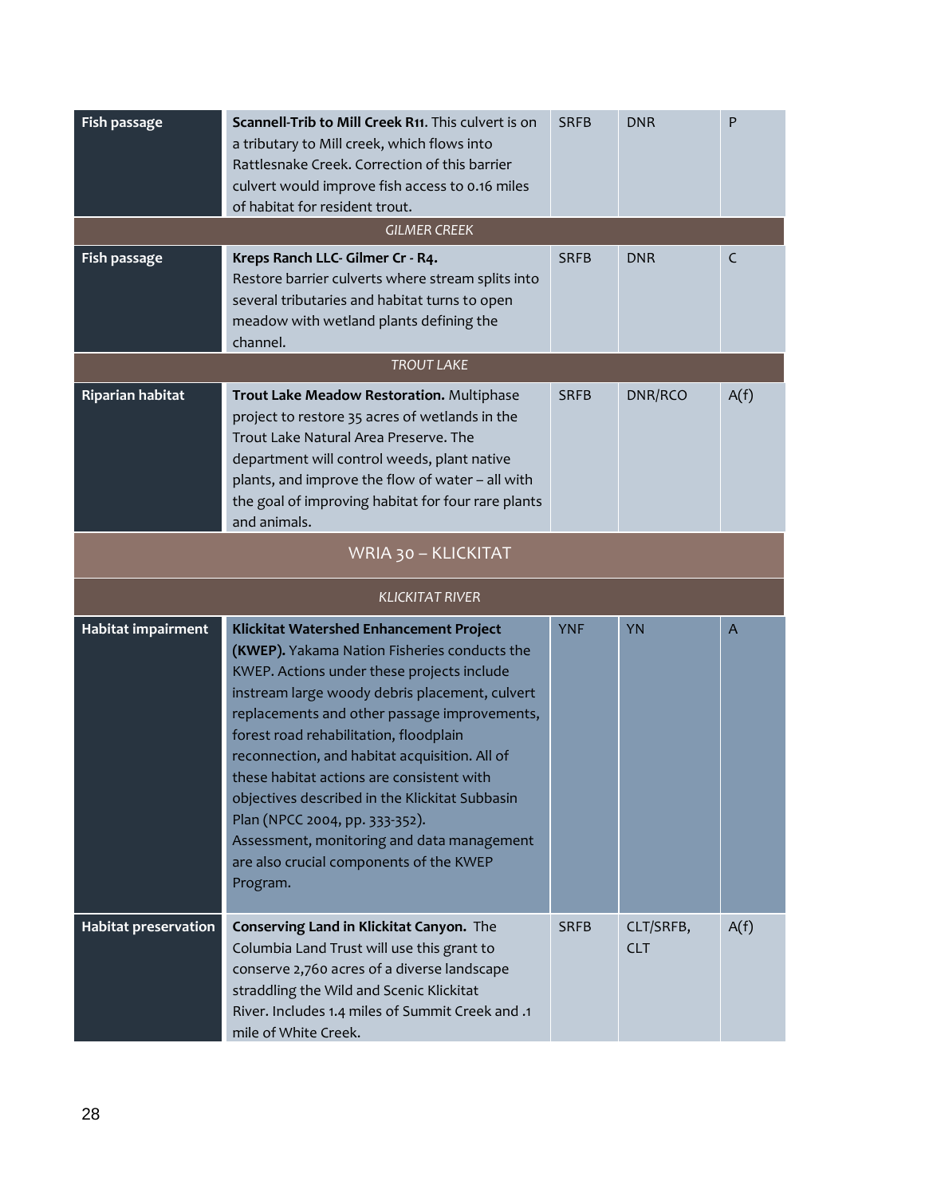| | | | | |
|---|---|---|---|---|
| **Fish passage** | **Scannell-Trib to Mill Creek R11.** This culvert is on a tributary to Mill creek, which flows into Rattlesnake Creek. Correction of this barrier culvert would improve fish access to 0.16 miles of habitat for resident trout. | SRFB | DNR | P |
| | *GILMER CREEK* | | | |
| **Fish passage** | **Kreps Ranch LLC- Gilmer Cr - R4.** Restore barrier culverts where stream splits into several tributaries and habitat turns to open meadow with wetland plants defining the channel. | SRFB | DNR | C |
| | *TROUT LAKE* | | | |
| **Riparian habitat** | **Trout Lake Meadow Restoration.** Multiphase project to restore 35 acres of wetlands in the Trout Lake Natural Area Preserve. The department will control weeds, plant native plants, and improve the flow of water – all with the goal of improving habitat for four rare plants and animals. | SRFB | DNR/RCO | A(f) |
| | WRIA 30 – KLICKITAT | | | |
| | *KLICKITAT RIVER* | | | |
| **Habitat impairment** | **Klickitat Watershed Enhancement Project (KWEP).** Yakama Nation Fisheries conducts the KWEP. Actions under these projects include instream large woody debris placement, culvert replacements and other passage improvements, forest road rehabilitation, floodplain reconnection, and habitat acquisition. All of these habitat actions are consistent with objectives described in the Klickitat Subbasin Plan (NPCC 2004, pp. 333-352). Assessment, monitoring and data management are also crucial components of the KWEP Program. | YNF | YN | A |
| **Habitat preservation** | **Conserving Land in Klickitat Canyon.** The Columbia Land Trust will use this grant to conserve 2,760 acres of a diverse landscape straddling the Wild and Scenic Klickitat River. Includes 1.4 miles of Summit Creek and .1 mile of White Creek. | SRFB | CLT/SRFB, CLT | A(f) |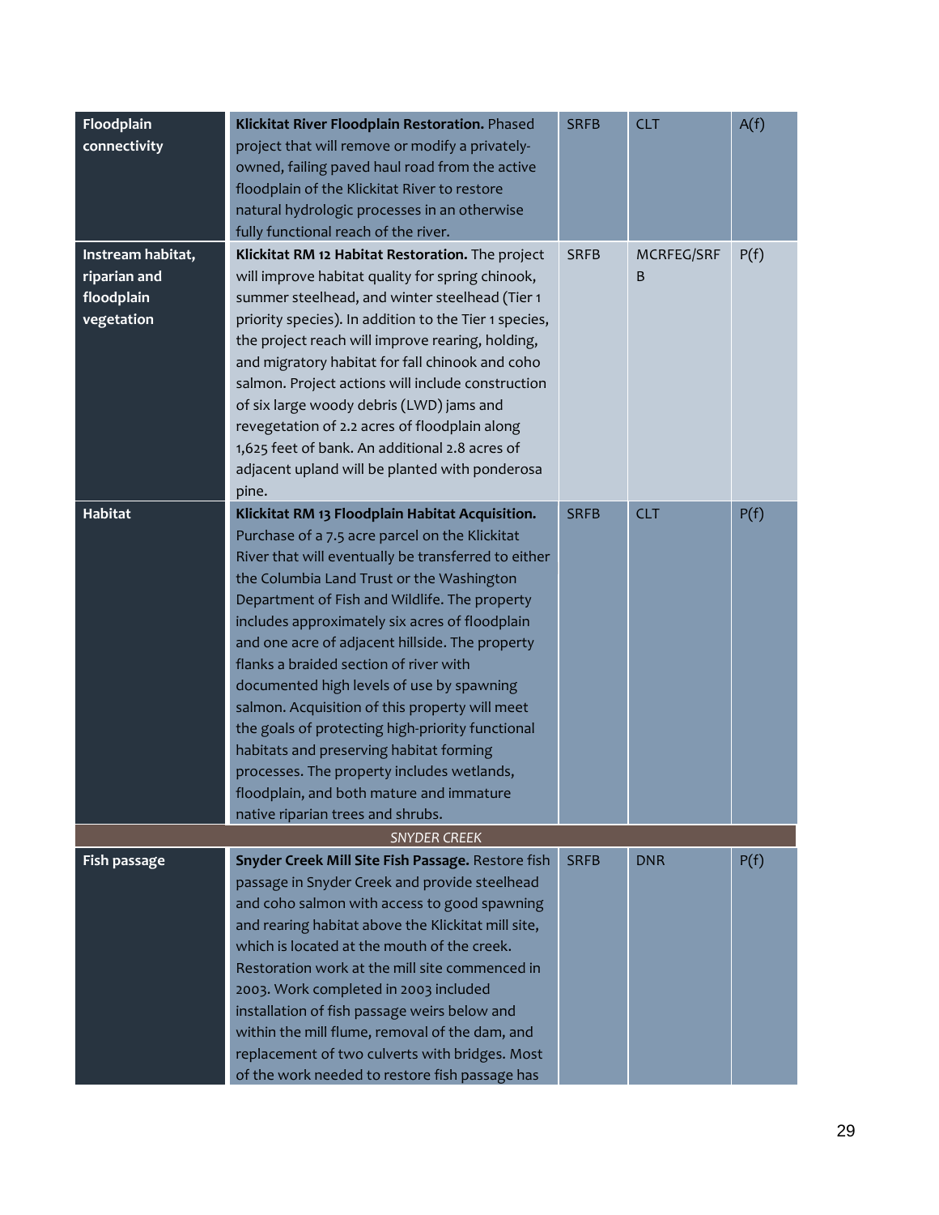| | | | | |
|---|---|---|---|---|
| **Floodplain connectivity** | **Klickitat River Floodplain Restoration.** Phased project that will remove or modify a privately-owned, failing paved haul road from the active floodplain of the Klickitat River to restore natural hydrologic processes in an otherwise fully functional reach of the river. | SRFB | CLT | A(f) |
| **Instream habitat, riparian and floodplain vegetation** | **Klickitat RM 12 Habitat Restoration.** The project will improve habitat quality for spring chinook, summer steelhead, and winter steelhead (Tier 1 priority species). In addition to the Tier 1 species, the project reach will improve rearing, holding, and migratory habitat for fall chinook and coho salmon. Project actions will include construction of six large woody debris (LWD) jams and revegetation of 2.2 acres of floodplain along 1,625 feet of bank. An additional 2.8 acres of adjacent upland will be planted with ponderosa pine. | SRFB | MCRFEG/SRFB | P(f) |
| **Habitat** | **Klickitat RM 13 Floodplain Habitat Acquisition.** Purchase of a 7.5 acre parcel on the Klickitat River that will eventually be transferred to either the Columbia Land Trust or the Washington Department of Fish and Wildlife. The property includes approximately six acres of floodplain and one acre of adjacent hillside. The property flanks a braided section of river with documented high levels of use by spawning salmon. Acquisition of this property will meet the goals of protecting high-priority functional habitats and preserving habitat forming processes. The property includes wetlands, floodplain, and both mature and immature native riparian trees and shrubs. | SRFB | CLT | P(f) |
| | *SNYDER CREEK* | | | |
| **Fish passage** | **Snyder Creek Mill Site Fish Passage.** Restore fish passage in Snyder Creek and provide steelhead and coho salmon with access to good spawning and rearing habitat above the Klickitat mill site, which is located at the mouth of the creek. Restoration work at the mill site commenced in 2003. Work completed in 2003 included installation of fish passage weirs below and within the mill flume, removal of the dam, and replacement of two culverts with bridges. Most of the work needed to restore fish passage has | SRFB | DNR | P(f) |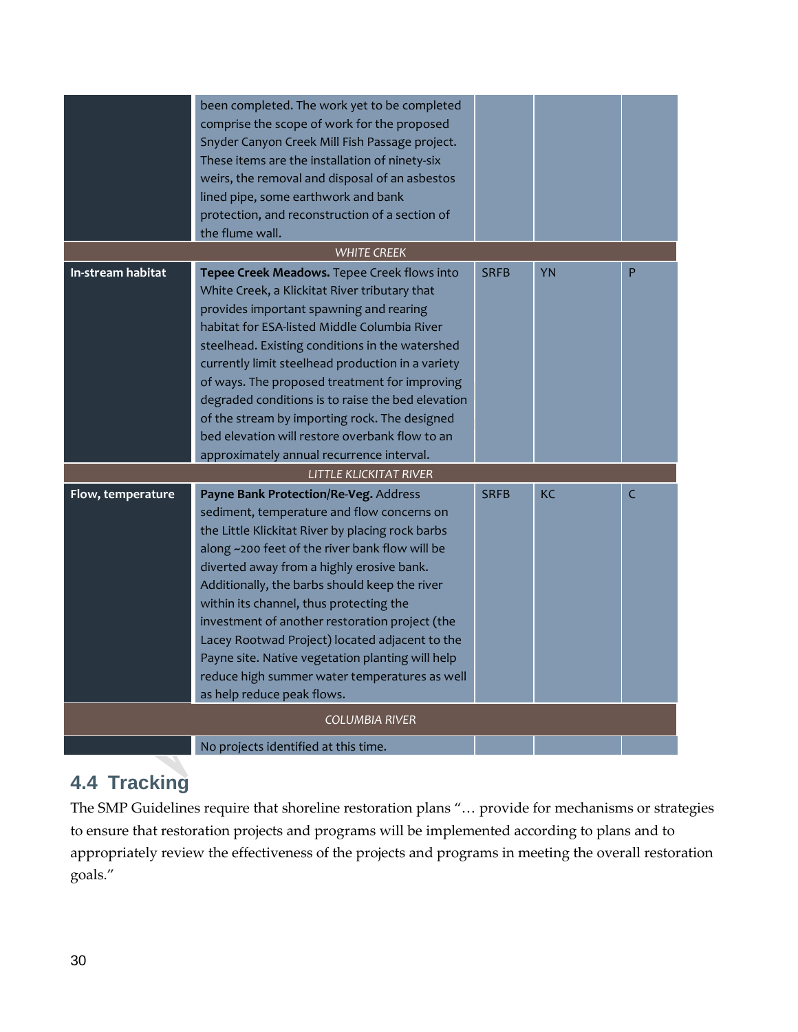| | | | | |
|---|---|---|---|---|
| | been completed. The work yet to be completed comprise the scope of work for the proposed Snyder Canyon Creek Mill Fish Passage project. These items are the installation of ninety-six weirs, the removal and disposal of an asbestos lined pipe, some earthwork and bank protection, and reconstruction of a section of the flume wall. | | | |
| | *WHITE CREEK* | | | |
| **In-stream habitat** | **Tepee Creek Meadows.** Tepee Creek flows into White Creek, a Klickitat River tributary that provides important spawning and rearing habitat for ESA-listed Middle Columbia River steelhead. Existing conditions in the watershed currently limit steelhead production in a variety of ways. The proposed treatment for improving degraded conditions is to raise the bed elevation of the stream by importing rock. The designed bed elevation will restore overbank flow to an approximately annual recurrence interval. | SRFB | YN | P |
| | *LITTLE KLICKITAT RIVER* | | | |
| **Flow, temperature** | **Payne Bank Protection/Re-Veg.** Address sediment, temperature and flow concerns on the Little Klickitat River by placing rock barbs along ~200 feet of the river bank flow will be diverted away from a highly erosive bank. Additionally, the barbs should keep the river within its channel, thus protecting the investment of another restoration project (the Lacey Rootwad Project) located adjacent to the Payne site. Native vegetation planting will help reduce high summer water temperatures as well as help reduce peak flows. | SRFB | KC | C |
| | *COLUMBIA RIVER* | | | |
| | No projects identified at this time. | | | |

## 4.4 Tracking

The SMP Guidelines require that shoreline restoration plans "… provide for mechanisms or strategies to ensure that restoration projects and programs will be implemented according to plans and to appropriately review the effectiveness of the projects and programs in meeting the overall restoration goals."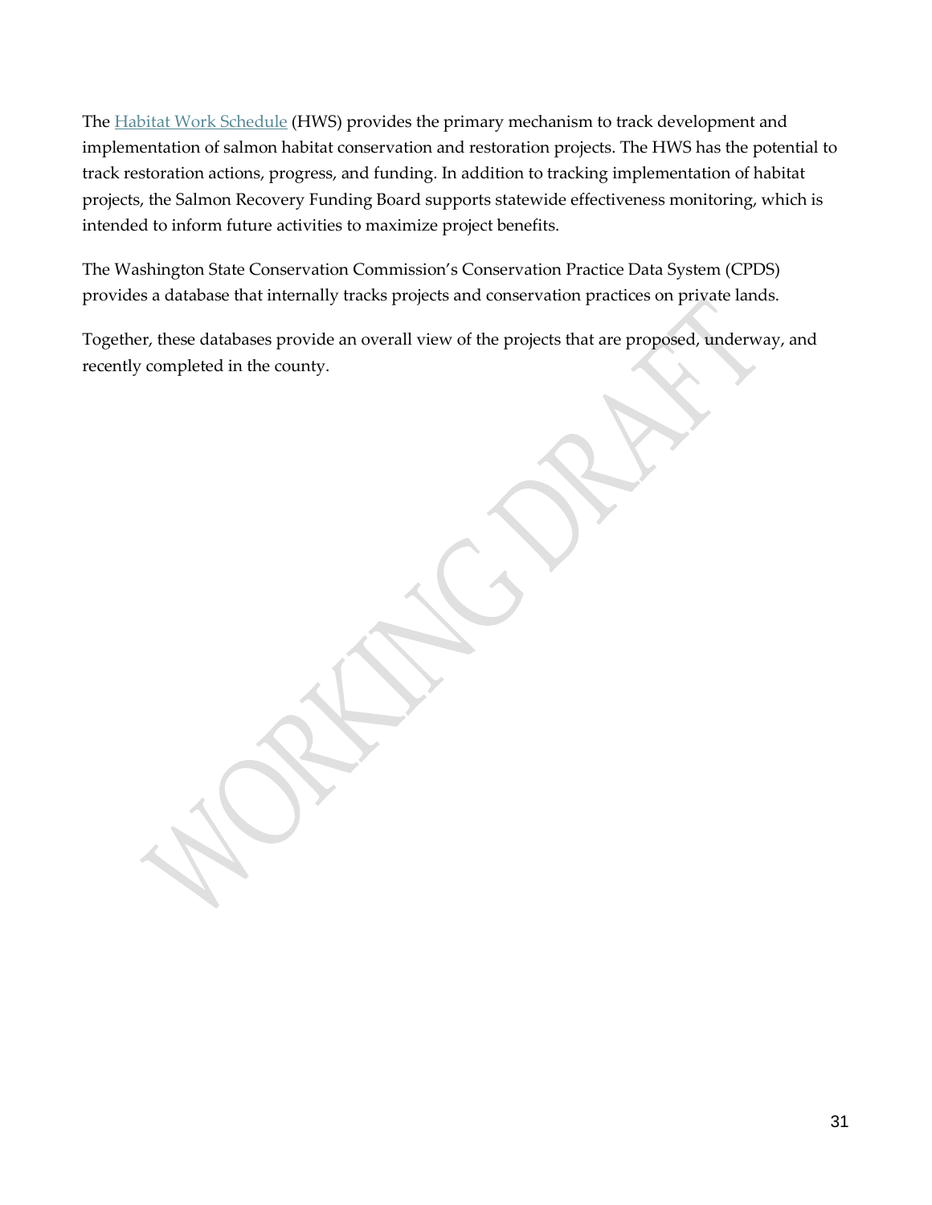The Habitat Work Schedule (HWS) provides the primary mechanism to track development and implementation of salmon habitat conservation and restoration projects. The HWS has the potential to track restoration actions, progress, and funding. In addition to tracking implementation of habitat projects, the Salmon Recovery Funding Board supports statewide effectiveness monitoring, which is intended to inform future activities to maximize project benefits.

The Washington State Conservation Commission's Conservation Practice Data System (CPDS) provides a database that internally tracks projects and conservation practices on private lands.

Together, these databases provide an overall view of the projects that are proposed, underway, and recently completed in the county.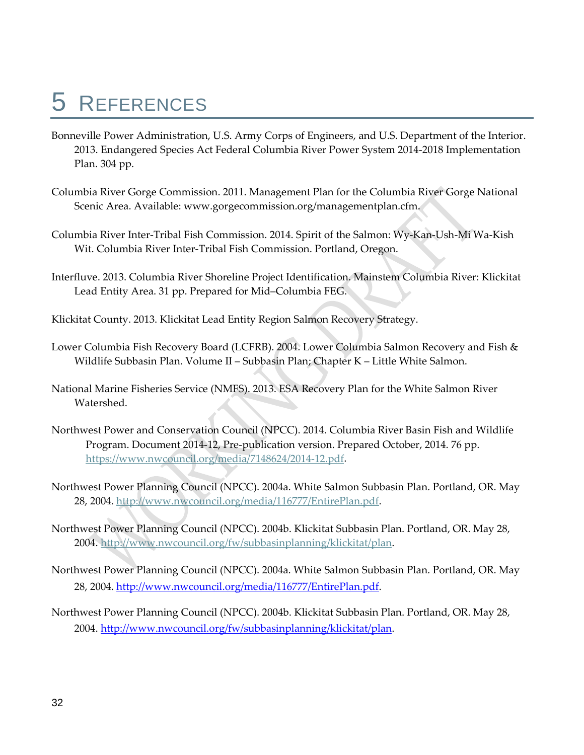# 5 References

Bonneville Power Administration, U.S. Army Corps of Engineers, and U.S. Department of the Interior. 2013. Endangered Species Act Federal Columbia River Power System 2014-2018 Implementation Plan. 304 pp.

Columbia River Gorge Commission. 2011. Management Plan for the Columbia River Gorge National Scenic Area. Available: www.gorgecommission.org/managementplan.cfm.

Columbia River Inter-Tribal Fish Commission. 2014. Spirit of the Salmon: Wy-Kan-Ush-Mi Wa-Kish Wit. Columbia River Inter-Tribal Fish Commission. Portland, Oregon.

Interfluve. 2013. Columbia River Shoreline Project Identification. Mainstem Columbia River: Klickitat Lead Entity Area. 31 pp. Prepared for Mid–Columbia FEG.

Klickitat County. 2013. Klickitat Lead Entity Region Salmon Recovery Strategy.

Lower Columbia Fish Recovery Board (LCFRB). 2004. Lower Columbia Salmon Recovery and Fish & Wildlife Subbasin Plan. Volume II – Subbasin Plan; Chapter K – Little White Salmon.

National Marine Fisheries Service (NMFS). 2013. ESA Recovery Plan for the White Salmon River Watershed.

Northwest Power and Conservation Council (NPCC). 2014. Columbia River Basin Fish and Wildlife Program. Document 2014-12, Pre-publication version. Prepared October, 2014. 76 pp. https://www.nwcouncil.org/media/7148624/2014-12.pdf.

Northwest Power Planning Council (NPCC). 2004a. White Salmon Subbasin Plan. Portland, OR. May 28, 2004. http://www.nwcouncil.org/media/116777/EntirePlan.pdf.

Northwest Power Planning Council (NPCC). 2004b. Klickitat Subbasin Plan. Portland, OR. May 28, 2004. http://www.nwcouncil.org/fw/subbasinplanning/klickitat/plan.

Northwest Power Planning Council (NPCC). 2004a. White Salmon Subbasin Plan. Portland, OR. May 28, 2004. http://www.nwcouncil.org/media/116777/EntirePlan.pdf.

Northwest Power Planning Council (NPCC). 2004b. Klickitat Subbasin Plan. Portland, OR. May 28, 2004. http://www.nwcouncil.org/fw/subbasinplanning/klickitat/plan.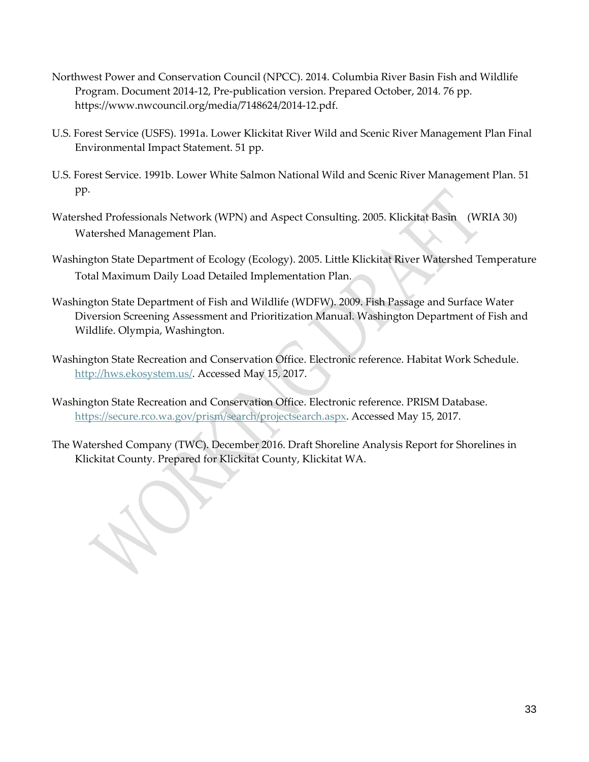Northwest Power and Conservation Council (NPCC). 2014. Columbia River Basin Fish and Wildlife Program. Document 2014-12, Pre-publication version. Prepared October, 2014. 76 pp. https://www.nwcouncil.org/media/7148624/2014-12.pdf.

U.S. Forest Service (USFS). 1991a. Lower Klickitat River Wild and Scenic River Management Plan Final Environmental Impact Statement. 51 pp.

U.S. Forest Service. 1991b. Lower White Salmon National Wild and Scenic River Management Plan. 51 pp.

Watershed Professionals Network (WPN) and Aspect Consulting. 2005. Klickitat Basin (WRIA 30) Watershed Management Plan.

Washington State Department of Ecology (Ecology). 2005. Little Klickitat River Watershed Temperature Total Maximum Daily Load Detailed Implementation Plan.

Washington State Department of Fish and Wildlife (WDFW). 2009. Fish Passage and Surface Water Diversion Screening Assessment and Prioritization Manual. Washington Department of Fish and Wildlife. Olympia, Washington.

Washington State Recreation and Conservation Office. Electronic reference. Habitat Work Schedule. http://hws.ekosystem.us/. Accessed May 15, 2017.

Washington State Recreation and Conservation Office. Electronic reference. PRISM Database. https://secure.rco.wa.gov/prism/search/projectsearch.aspx. Accessed May 15, 2017.

The Watershed Company (TWC). December 2016. Draft Shoreline Analysis Report for Shorelines in Klickitat County. Prepared for Klickitat County, Klickitat WA.